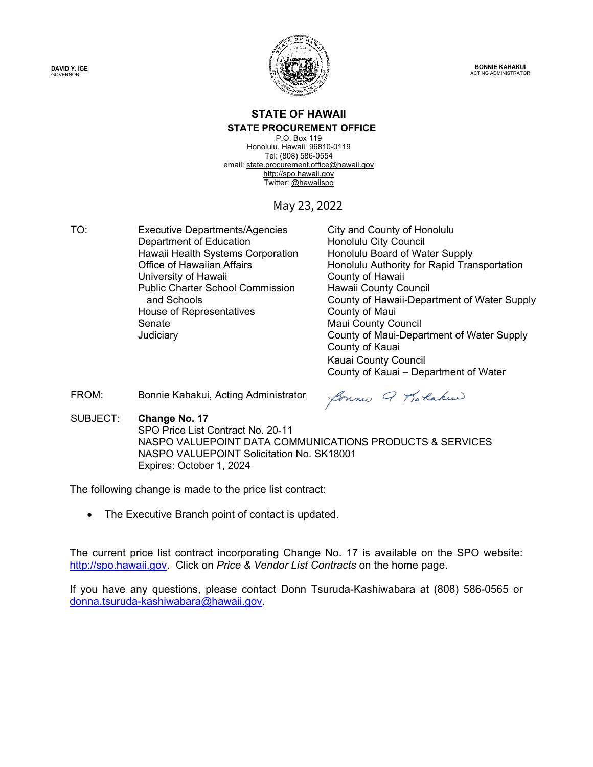DAVID Y. IGE
GOVERNOR

BONNIE KAHAKUI
ACTING ADMINISTRATOR

# STATE OF HAWAII

## STATE PROCUREMENT OFFICE

P.O. Box 119
Honolulu, Hawaii 96810-0119
Tel: (808) 586-0554
email: state.procurement.office@hawaii.gov
http://spo.hawaii.gov
Twitter: @hawaiispo

May 23, 2022

TO:

Executive Departments/Agencies
Department of Education
Hawaii Health Systems Corporation
Office of Hawaiian Affairs
University of Hawaii
Public Charter School Commission and Schools
House of Representatives
Senate
Judiciary
City and County of Honolulu
Honolulu City Council
Honolulu Board of Water Supply
Honolulu Authority for Rapid Transportation
County of Hawaii
Hawaii County Council
County of Hawaii-Department of Water Supply
County of Maui
Maui County Council
County of Maui-Department of Water Supply
County of Kauai
Kauai County Council
County of Kauai – Department of Water

FROM: Bonnie Kahakui, Acting Administrator

SUBJECT: **Change No. 17**
SPO Price List Contract No. 20-11
NASPO VALUEPOINT DATA COMMUNICATIONS PRODUCTS & SERVICES
NASPO VALUEPOINT Solicitation No. SK18001
Expires: October 1, 2024

The following change is made to the price list contract:

- The Executive Branch point of contact is updated.

The current price list contract incorporating Change No. 17 is available on the SPO website: http://spo.hawaii.gov. Click on *Price & Vendor List Contracts* on the home page.

If you have any questions, please contact Donn Tsuruda-Kashiwabara at (808) 586-0565 or donna.tsuruda-kashiwabara@hawaii.gov.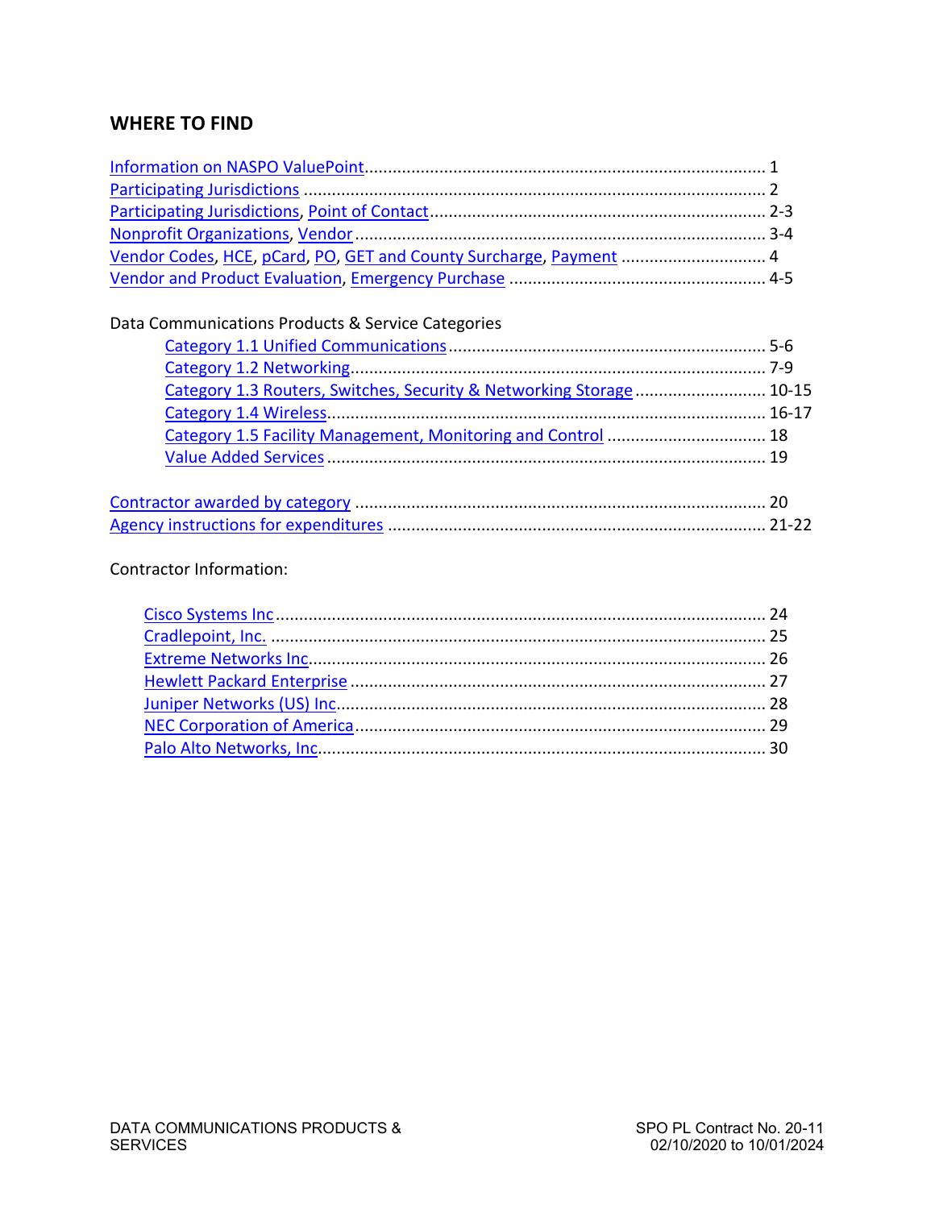## WHERE TO FIND

Information on NASPO ValuePoint.................................................................................... 1
Participating Jurisdictions .................................................................................................. 2
Participating Jurisdictions, Point of Contact....................................................................... 2-3
Nonprofit Organizations, Vendor........................................................................................ 3-4
Vendor Codes, HCE, pCard, PO, GET and County Surcharge, Payment ............................... 4
Vendor and Product Evaluation, Emergency Purchase ....................................................... 4-5

Data Communications Products & Service Categories

- Category 1.1 Unified Communications.................................................................... 5-6
- Category 1.2 Networking......................................................................................... 7-9
- Category 1.3 Routers, Switches, Security & Networking Storage ............................ 10-15
- Category 1.4 Wireless.............................................................................................. 16-17
- Category 1.5 Facility Management, Monitoring and Control .................................. 18
- Value Added Services .............................................................................................. 19

Contractor awarded by category ........................................................................................ 20
Agency instructions for expenditures ................................................................................. 21-22

Contractor Information:

- Cisco Systems Inc........................................................................................................ 24
- Cradlepoint, Inc. ......................................................................................................... 25
- Extreme Networks Inc................................................................................................. 26
- Hewlett Packard Enterprise ........................................................................................ 27
- Juniper Networks (US) Inc........................................................................................... 28
- NEC Corporation of America....................................................................................... 29
- Palo Alto Networks, Inc............................................................................................... 30

DATA COMMUNICATIONS PRODUCTS & SERVICES

SPO PL Contract No. 20-11
02/10/2020 to 10/01/2024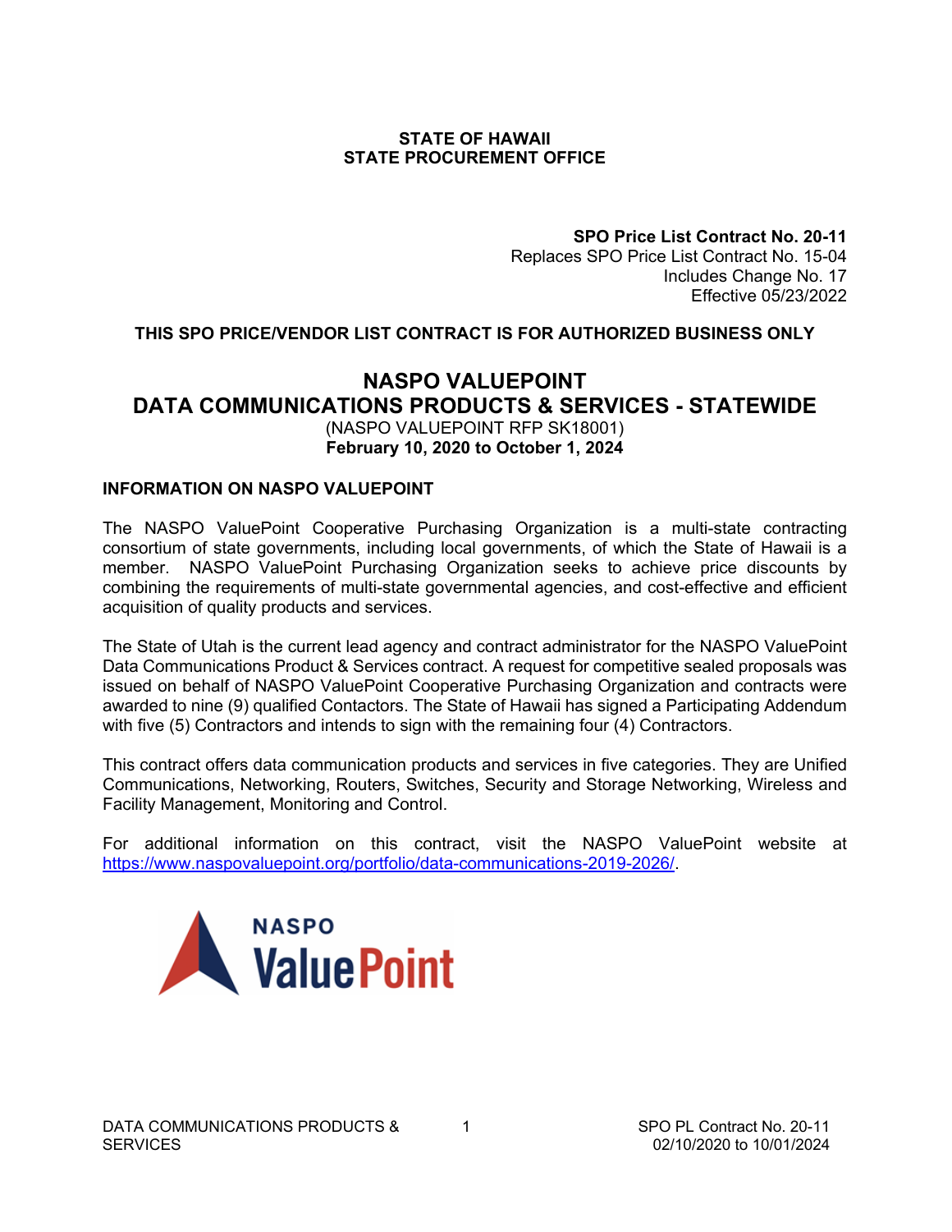**STATE OF HAWAII**
**STATE PROCUREMENT OFFICE**

**SPO Price List Contract No. 20-11**
Replaces SPO Price List Contract No. 15-04
Includes Change No. 17
Effective 05/23/2022

**THIS SPO PRICE/VENDOR LIST CONTRACT IS FOR AUTHORIZED BUSINESS ONLY**

# NASPO VALUEPOINT
# DATA COMMUNICATIONS PRODUCTS & SERVICES - STATEWIDE

(NASPO VALUEPOINT RFP SK18001)
**February 10, 2020 to October 1, 2024**

## INFORMATION ON NASPO VALUEPOINT

The NASPO ValuePoint Cooperative Purchasing Organization is a multi-state contracting consortium of state governments, including local governments, of which the State of Hawaii is a member. NASPO ValuePoint Purchasing Organization seeks to achieve price discounts by combining the requirements of multi-state governmental agencies, and cost-effective and efficient acquisition of quality products and services.

The State of Utah is the current lead agency and contract administrator for the NASPO ValuePoint Data Communications Product & Services contract. A request for competitive sealed proposals was issued on behalf of NASPO ValuePoint Cooperative Purchasing Organization and contracts were awarded to nine (9) qualified Contactors. The State of Hawaii has signed a Participating Addendum with five (5) Contractors and intends to sign with the remaining four (4) Contractors.

This contract offers data communication products and services in five categories. They are Unified Communications, Networking, Routers, Switches, Security and Storage Networking, Wireless and Facility Management, Monitoring and Control.

For additional information on this contract, visit the NASPO ValuePoint website at https://www.naspovaluepoint.org/portfolio/data-communications-2019-2026/.

NASPO ValuePoint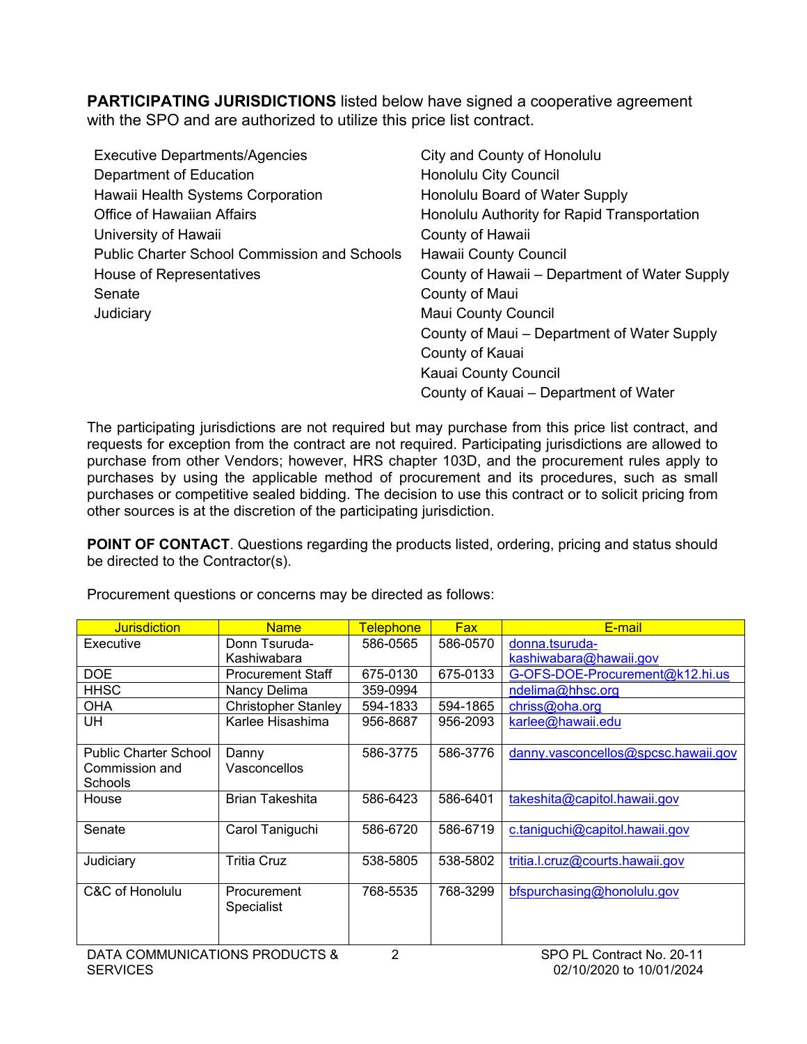**PARTICIPATING JURISDICTIONS** listed below have signed a cooperative agreement with the SPO and are authorized to utilize this price list contract.

- Executive Departments/Agencies
- Department of Education
- Hawaii Health Systems Corporation
- Office of Hawaiian Affairs
- University of Hawaii
- Public Charter School Commission and Schools
- House of Representatives
- Senate
- Judiciary
- City and County of Honolulu
- Honolulu City Council
- Honolulu Board of Water Supply
- Honolulu Authority for Rapid Transportation
- County of Hawaii
- Hawaii County Council
- County of Hawaii – Department of Water Supply
- County of Maui
- Maui County Council
- County of Maui – Department of Water Supply
- County of Kauai
- Kauai County Council
- County of Kauai – Department of Water

The participating jurisdictions are not required but may purchase from this price list contract, and requests for exception from the contract are not required. Participating jurisdictions are allowed to purchase from other Vendors; however, HRS chapter 103D, and the procurement rules apply to purchases by using the applicable method of procurement and its procedures, such as small purchases or competitive sealed bidding. The decision to use this contract or to solicit pricing from other sources is at the discretion of the participating jurisdiction.

**POINT OF CONTACT**. Questions regarding the products listed, ordering, pricing and status should be directed to the Contractor(s).

Procurement questions or concerns may be directed as follows:

| Jurisdiction | Name | Telephone | Fax | E-mail |
|---|---|---|---|---|
| Executive | Donn Tsuruda-Kashiwabara | 586-0565 | 586-0570 | donna.tsuruda-kashiwabara@hawaii.gov |
| DOE | Procurement Staff | 675-0130 | 675-0133 | G-OFS-DOE-Procurement@k12.hi.us |
| HHSC | Nancy Delima | 359-0994 | | ndelima@hhsc.org |
| OHA | Christopher Stanley | 594-1833 | 594-1865 | chriss@oha.org |
| UH | Karlee Hisashima | 956-8687 | 956-2093 | karlee@hawaii.edu |
| Public Charter School Commission and Schools | Danny Vasconcellos | 586-3775 | 586-3776 | danny.vasconcellos@spcsc.hawaii.gov |
| House | Brian Takeshita | 586-6423 | 586-6401 | takeshita@capitol.hawaii.gov |
| Senate | Carol Taniguchi | 586-6720 | 586-6719 | c.taniguchi@capitol.hawaii.gov |
| Judiciary | Tritia Cruz | 538-5805 | 538-5802 | tritia.l.cruz@courts.hawaii.gov |
| C&C of Honolulu | Procurement Specialist | 768-5535 | 768-3299 | bfspurchasing@honolulu.gov |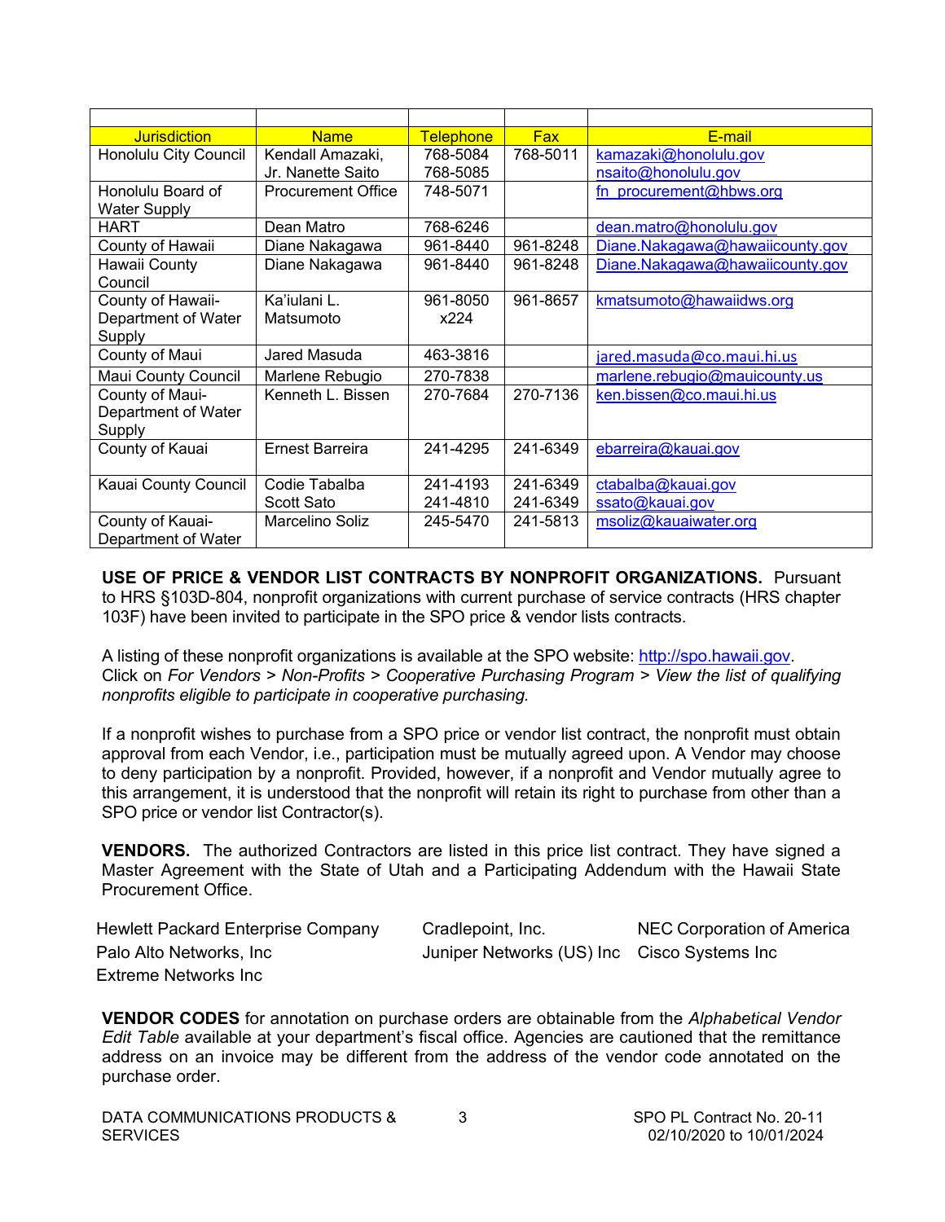| Jurisdiction | Name | Telephone | Fax | E-mail |
|---|---|---|---|---|
| Honolulu City Council | Kendall Amazaki, Jr. Nanette Saito | 768-5084 768-5085 | 768-5011 | kamazaki@honolulu.gov nsaito@honolulu.gov |
| Honolulu Board of Water Supply | Procurement Office | 748-5071 | | fn_procurement@hbws.org |
| HART | Dean Matro | 768-6246 | | dean.matro@honolulu.gov |
| County of Hawaii | Diane Nakagawa | 961-8440 | 961-8248 | Diane.Nakagawa@hawaiicounty.gov |
| Hawaii County Council | Diane Nakagawa | 961-8440 | 961-8248 | Diane.Nakagawa@hawaiicounty.gov |
| County of Hawaii-Department of Water Supply | Ka'iulani L. Matsumoto | 961-8050 x224 | 961-8657 | kmatsumoto@hawaiidws.org |
| County of Maui | Jared Masuda | 463-3816 | | jared.masuda@co.maui.hi.us |
| Maui County Council | Marlene Rebugio | 270-7838 | | marlene.rebugio@mauicounty.us |
| County of Maui-Department of Water Supply | Kenneth L. Bissen | 270-7684 | 270-7136 | ken.bissen@co.maui.hi.us |
| County of Kauai | Ernest Barreira | 241-4295 | 241-6349 | ebarreira@kauai.gov |
| Kauai County Council | Codie Tabalba Scott Sato | 241-4193 241-4810 | 241-6349 241-6349 | ctabalba@kauai.gov ssato@kauai.gov |
| County of Kauai-Department of Water | Marcelino Soliz | 245-5470 | 241-5813 | msoliz@kauaiwater.org |

**USE OF PRICE & VENDOR LIST CONTRACTS BY NONPROFIT ORGANIZATIONS.** Pursuant to HRS §103D-804, nonprofit organizations with current purchase of service contracts (HRS chapter 103F) have been invited to participate in the SPO price & vendor lists contracts.

A listing of these nonprofit organizations is available at the SPO website: http://spo.hawaii.gov. Click on *For Vendors > Non-Profits > Cooperative Purchasing Program > View the list of qualifying nonprofits eligible to participate in cooperative purchasing.*

If a nonprofit wishes to purchase from a SPO price or vendor list contract, the nonprofit must obtain approval from each Vendor, i.e., participation must be mutually agreed upon. A Vendor may choose to deny participation by a nonprofit. Provided, however, if a nonprofit and Vendor mutually agree to this arrangement, it is understood that the nonprofit will retain its right to purchase from other than a SPO price or vendor list Contractor(s).

**VENDORS.** The authorized Contractors are listed in this price list contract. They have signed a Master Agreement with the State of Utah and a Participating Addendum with the Hawaii State Procurement Office.

| | | |
|---|---|---|
| Hewlett Packard Enterprise Company | Cradlepoint, Inc. | NEC Corporation of America |
| Palo Alto Networks, Inc | Juniper Networks (US) Inc | Cisco Systems Inc |
| Extreme Networks Inc | | |

**VENDOR CODES** for annotation on purchase orders are obtainable from the *Alphabetical Vendor Edit Table* available at your department's fiscal office. Agencies are cautioned that the remittance address on an invoice may be different from the address of the vendor code annotated on the purchase order.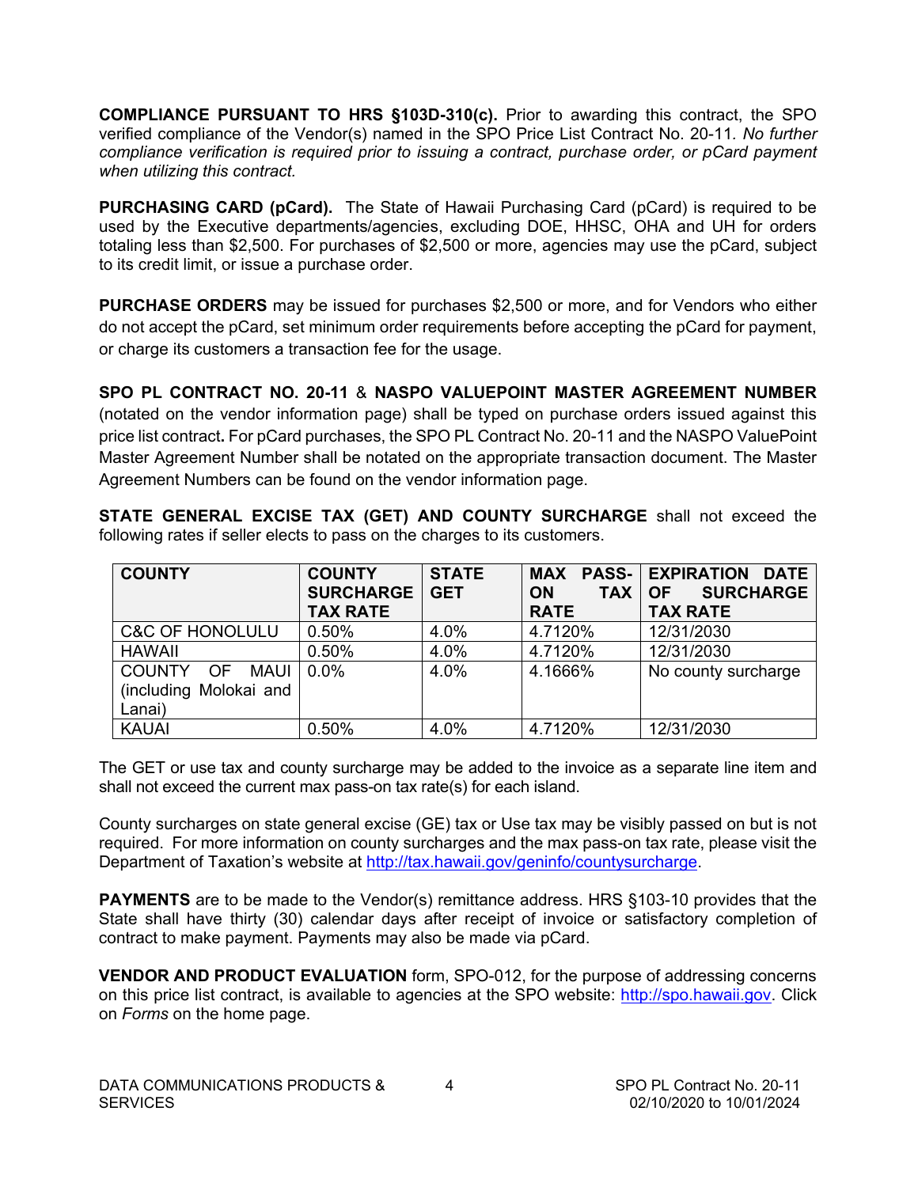**COMPLIANCE PURSUANT TO HRS §103D-310(c).** Prior to awarding this contract, the SPO verified compliance of the Vendor(s) named in the SPO Price List Contract No. 20-11. *No further compliance verification is required prior to issuing a contract, purchase order, or pCard payment when utilizing this contract.*

**PURCHASING CARD (pCard).** The State of Hawaii Purchasing Card (pCard) is required to be used by the Executive departments/agencies, excluding DOE, HHSC, OHA and UH for orders totaling less than $2,500. For purchases of $2,500 or more, agencies may use the pCard, subject to its credit limit, or issue a purchase order.

**PURCHASE ORDERS** may be issued for purchases $2,500 or more, and for Vendors who either do not accept the pCard, set minimum order requirements before accepting the pCard for payment, or charge its customers a transaction fee for the usage.

**SPO PL CONTRACT NO. 20-11** & **NASPO VALUEPOINT MASTER AGREEMENT NUMBER** (notated on the vendor information page) shall be typed on purchase orders issued against this price list contract**.** For pCard purchases, the SPO PL Contract No. 20-11 and the NASPO ValuePoint Master Agreement Number shall be notated on the appropriate transaction document. The Master Agreement Numbers can be found on the vendor information page.

**STATE GENERAL EXCISE TAX (GET) AND COUNTY SURCHARGE** shall not exceed the following rates if seller elects to pass on the charges to its customers.

| COUNTY | COUNTY SURCHARGE TAX RATE | STATE GET | MAX PASS-ON TAX RATE | EXPIRATION DATE OF SURCHARGE TAX RATE |
|---|---|---|---|---|
| C&C OF HONOLULU | 0.50% | 4.0% | 4.7120% | 12/31/2030 |
| HAWAII | 0.50% | 4.0% | 4.7120% | 12/31/2030 |
| COUNTY OF MAUI (including Molokai and Lanai) | 0.0% | 4.0% | 4.1666% | No county surcharge |
| KAUAI | 0.50% | 4.0% | 4.7120% | 12/31/2030 |

The GET or use tax and county surcharge may be added to the invoice as a separate line item and shall not exceed the current max pass-on tax rate(s) for each island.

County surcharges on state general excise (GE) tax or Use tax may be visibly passed on but is not required. For more information on county surcharges and the max pass-on tax rate, please visit the Department of Taxation's website at http://tax.hawaii.gov/geninfo/countysurcharge.

**PAYMENTS** are to be made to the Vendor(s) remittance address. HRS §103-10 provides that the State shall have thirty (30) calendar days after receipt of invoice or satisfactory completion of contract to make payment. Payments may also be made via pCard.

**VENDOR AND PRODUCT EVALUATION** form, SPO-012, for the purpose of addressing concerns on this price list contract, is available to agencies at the SPO website: http://spo.hawaii.gov. Click on *Forms* on the home page.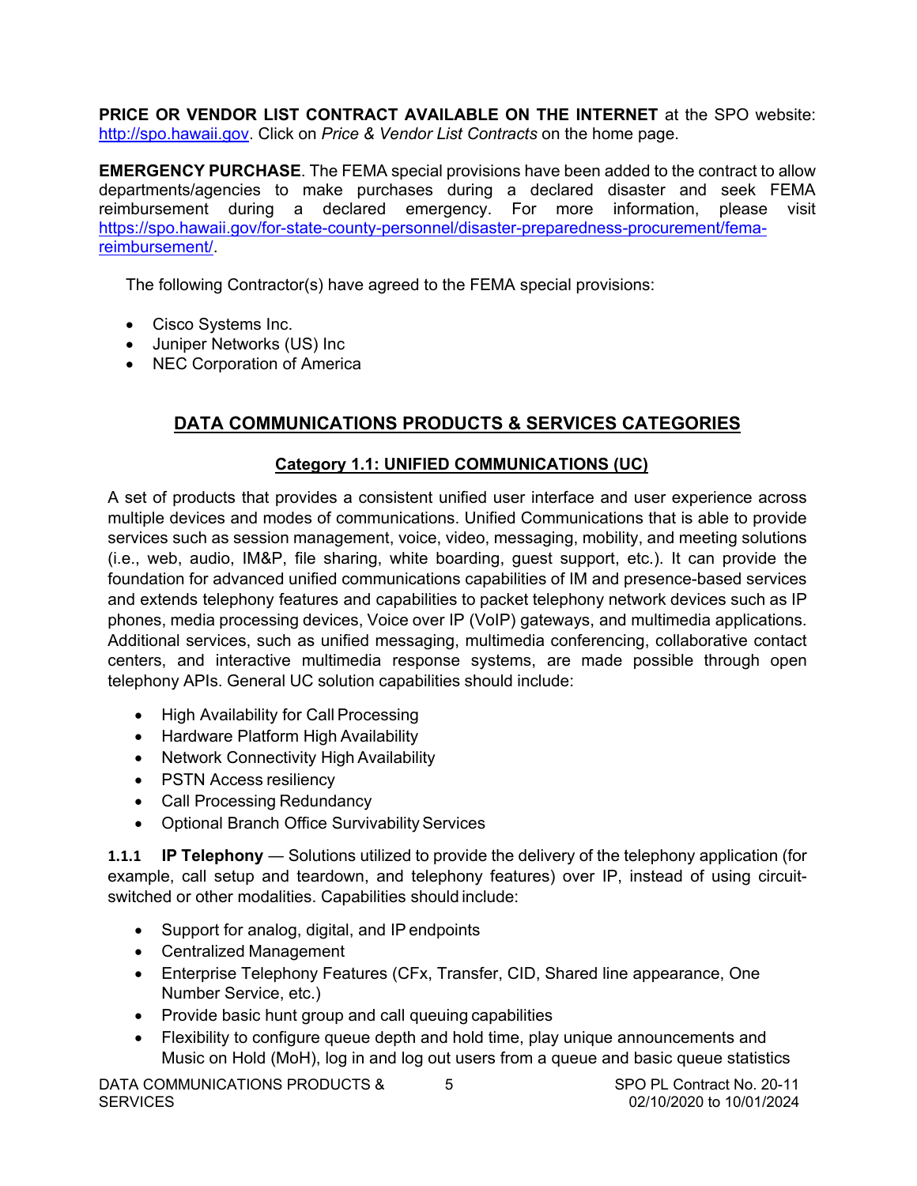**PRICE OR VENDOR LIST CONTRACT AVAILABLE ON THE INTERNET** at the SPO website: http://spo.hawaii.gov. Click on *Price & Vendor List Contracts* on the home page.

**EMERGENCY PURCHASE**. The FEMA special provisions have been added to the contract to allow departments/agencies to make purchases during a declared disaster and seek FEMA reimbursement during a declared emergency. For more information, please visit https://spo.hawaii.gov/for-state-county-personnel/disaster-preparedness-procurement/fema-reimbursement/.

The following Contractor(s) have agreed to the FEMA special provisions:

- Cisco Systems Inc.
- Juniper Networks (US) Inc
- NEC Corporation of America

## DATA COMMUNICATIONS PRODUCTS & SERVICES CATEGORIES

### Category 1.1: UNIFIED COMMUNICATIONS (UC)

A set of products that provides a consistent unified user interface and user experience across multiple devices and modes of communications. Unified Communications that is able to provide services such as session management, voice, video, messaging, mobility, and meeting solutions (i.e., web, audio, IM&P, file sharing, white boarding, guest support, etc.). It can provide the foundation for advanced unified communications capabilities of IM and presence-based services and extends telephony features and capabilities to packet telephony network devices such as IP phones, media processing devices, Voice over IP (VoIP) gateways, and multimedia applications. Additional services, such as unified messaging, multimedia conferencing, collaborative contact centers, and interactive multimedia response systems, are made possible through open telephony APIs. General UC solution capabilities should include:

- High Availability for Call Processing
- Hardware Platform High Availability
- Network Connectivity High Availability
- PSTN Access resiliency
- Call Processing Redundancy
- Optional Branch Office Survivability Services

**1.1.1 IP Telephony** — Solutions utilized to provide the delivery of the telephony application (for example, call setup and teardown, and telephony features) over IP, instead of using circuit-switched or other modalities. Capabilities should include:

- Support for analog, digital, and IP endpoints
- Centralized Management
- Enterprise Telephony Features (CFx, Transfer, CID, Shared line appearance, One Number Service, etc.)
- Provide basic hunt group and call queuing capabilities
- Flexibility to configure queue depth and hold time, play unique announcements and Music on Hold (MoH), log in and log out users from a queue and basic queue statistics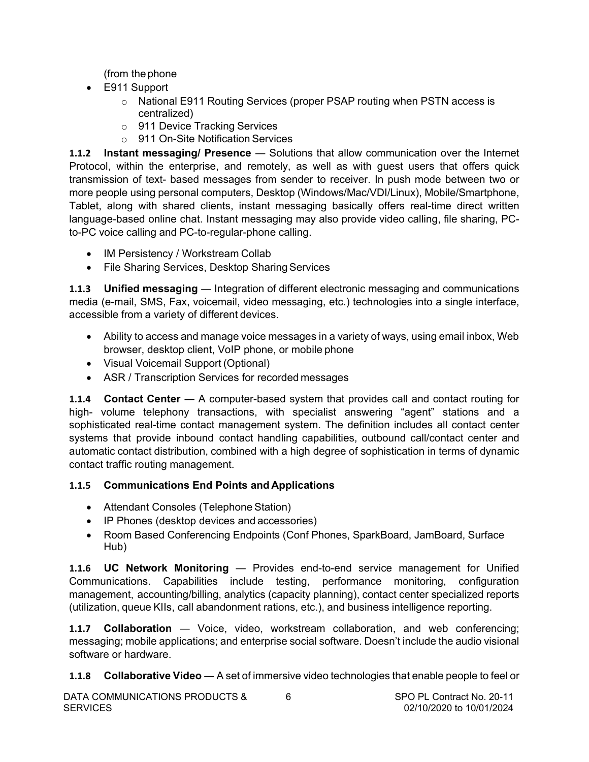(from the phone

- E911 Support
  - National E911 Routing Services (proper PSAP routing when PSTN access is centralized)
  - 911 Device Tracking Services
  - 911 On-Site Notification Services

**1.1.2 Instant messaging/ Presence** — Solutions that allow communication over the Internet Protocol, within the enterprise, and remotely, as well as with guest users that offers quick transmission of text- based messages from sender to receiver. In push mode between two or more people using personal computers, Desktop (Windows/Mac/VDI/Linux), Mobile/Smartphone, Tablet, along with shared clients, instant messaging basically offers real-time direct written language-based online chat. Instant messaging may also provide video calling, file sharing, PC-to-PC voice calling and PC-to-regular-phone calling.

- IM Persistency / Workstream Collab
- File Sharing Services, Desktop Sharing Services

**1.1.3 Unified messaging** — Integration of different electronic messaging and communications media (e-mail, SMS, Fax, voicemail, video messaging, etc.) technologies into a single interface, accessible from a variety of different devices.

- Ability to access and manage voice messages in a variety of ways, using email inbox, Web browser, desktop client, VoIP phone, or mobile phone
- Visual Voicemail Support (Optional)
- ASR / Transcription Services for recorded messages

**1.1.4 Contact Center** — A computer-based system that provides call and contact routing for high- volume telephony transactions, with specialist answering "agent" stations and a sophisticated real-time contact management system. The definition includes all contact center systems that provide inbound contact handling capabilities, outbound call/contact center and automatic contact distribution, combined with a high degree of sophistication in terms of dynamic contact traffic routing management.

**1.1.5 Communications End Points and Applications**

- Attendant Consoles (Telephone Station)
- IP Phones (desktop devices and accessories)
- Room Based Conferencing Endpoints (Conf Phones, SparkBoard, JamBoard, Surface Hub)

**1.1.6 UC Network Monitoring** — Provides end-to-end service management for Unified Communications. Capabilities include testing, performance monitoring, configuration management, accounting/billing, analytics (capacity planning), contact center specialized reports (utilization, queue KIIs, call abandonment rations, etc.), and business intelligence reporting.

**1.1.7 Collaboration** — Voice, video, workstream collaboration, and web conferencing; messaging; mobile applications; and enterprise social software. Doesn't include the audio visional software or hardware.

**1.1.8 Collaborative Video** — A set of immersive video technologies that enable people to feel or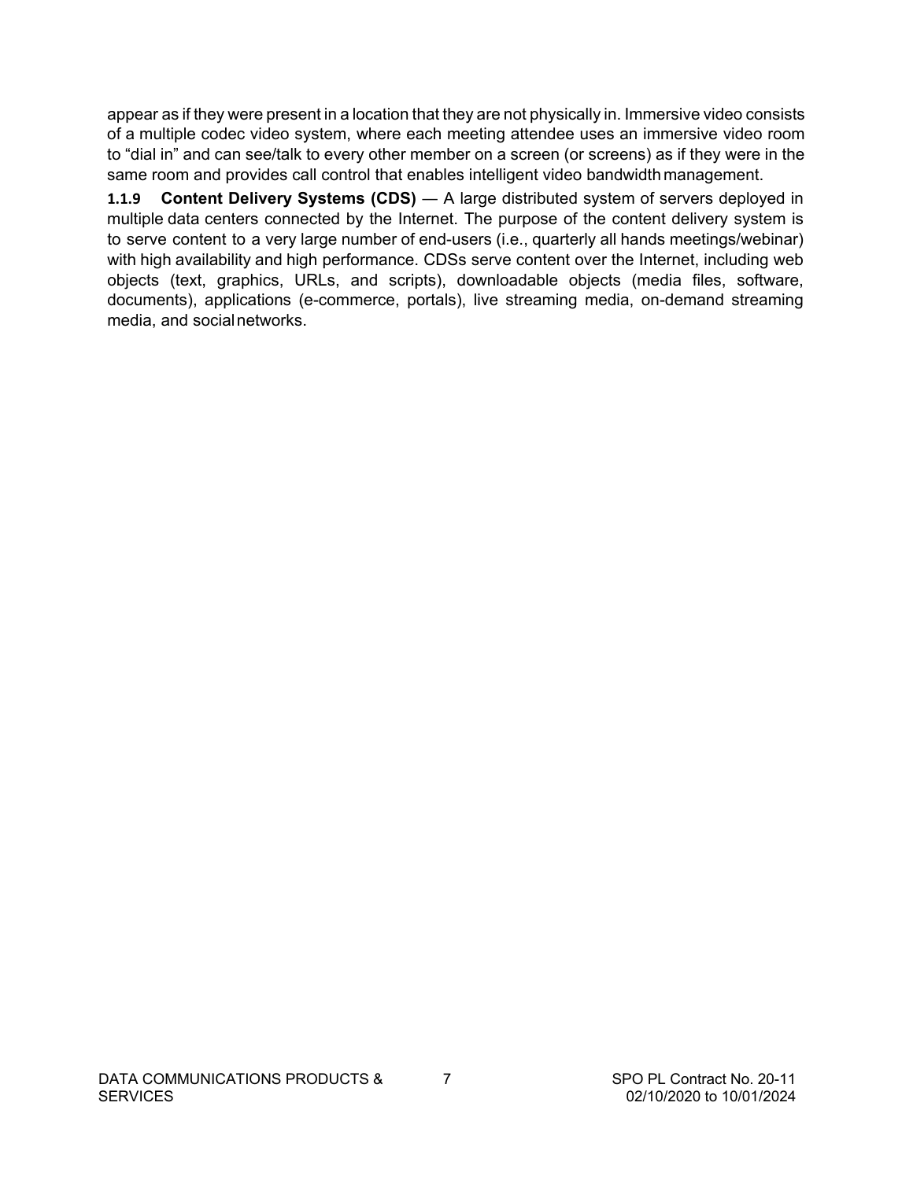appear as if they were present in a location that they are not physically in. Immersive video consists of a multiple codec video system, where each meeting attendee uses an immersive video room to “dial in” and can see/talk to every other member on a screen (or screens) as if they were in the same room and provides call control that enables intelligent video bandwidth management.

**1.1.9 Content Delivery Systems (CDS)** — A large distributed system of servers deployed in multiple data centers connected by the Internet. The purpose of the content delivery system is to serve content to a very large number of end-users (i.e., quarterly all hands meetings/webinar) with high availability and high performance. CDSs serve content over the Internet, including web objects (text, graphics, URLs, and scripts), downloadable objects (media files, software, documents), applications (e-commerce, portals), live streaming media, on-demand streaming media, and social networks.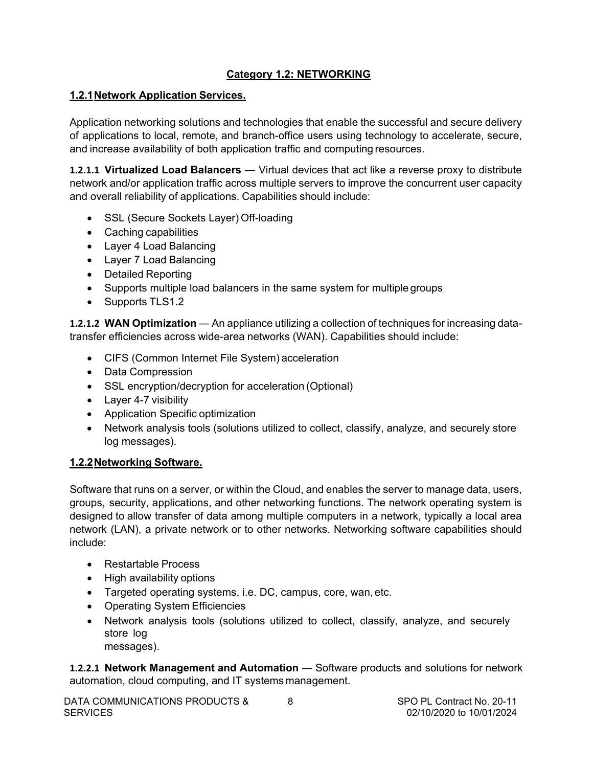## Category 1.2: NETWORKING

### 1.2.1 Network Application Services.

Application networking solutions and technologies that enable the successful and secure delivery of applications to local, remote, and branch-office users using technology to accelerate, secure, and increase availability of both application traffic and computing resources.

**1.2.1.1 Virtualized Load Balancers** — Virtual devices that act like a reverse proxy to distribute network and/or application traffic across multiple servers to improve the concurrent user capacity and overall reliability of applications. Capabilities should include:

- SSL (Secure Sockets Layer) Off-loading
- Caching capabilities
- Layer 4 Load Balancing
- Layer 7 Load Balancing
- Detailed Reporting
- Supports multiple load balancers in the same system for multiple groups
- Supports TLS1.2

**1.2.1.2 WAN Optimization** — An appliance utilizing a collection of techniques for increasing data-transfer efficiencies across wide-area networks (WAN). Capabilities should include:

- CIFS (Common Internet File System) acceleration
- Data Compression
- SSL encryption/decryption for acceleration (Optional)
- Layer 4-7 visibility
- Application Specific optimization
- Network analysis tools (solutions utilized to collect, classify, analyze, and securely store log messages).

### 1.2.2 Networking Software.

Software that runs on a server, or within the Cloud, and enables the server to manage data, users, groups, security, applications, and other networking functions. The network operating system is designed to allow transfer of data among multiple computers in a network, typically a local area network (LAN), a private network or to other networks. Networking software capabilities should include:

- Restartable Process
- High availability options
- Targeted operating systems, i.e. DC, campus, core, wan, etc.
- Operating System Efficiencies
- Network analysis tools (solutions utilized to collect, classify, analyze, and securely store log messages).

**1.2.2.1 Network Management and Automation** — Software products and solutions for network automation, cloud computing, and IT systems management.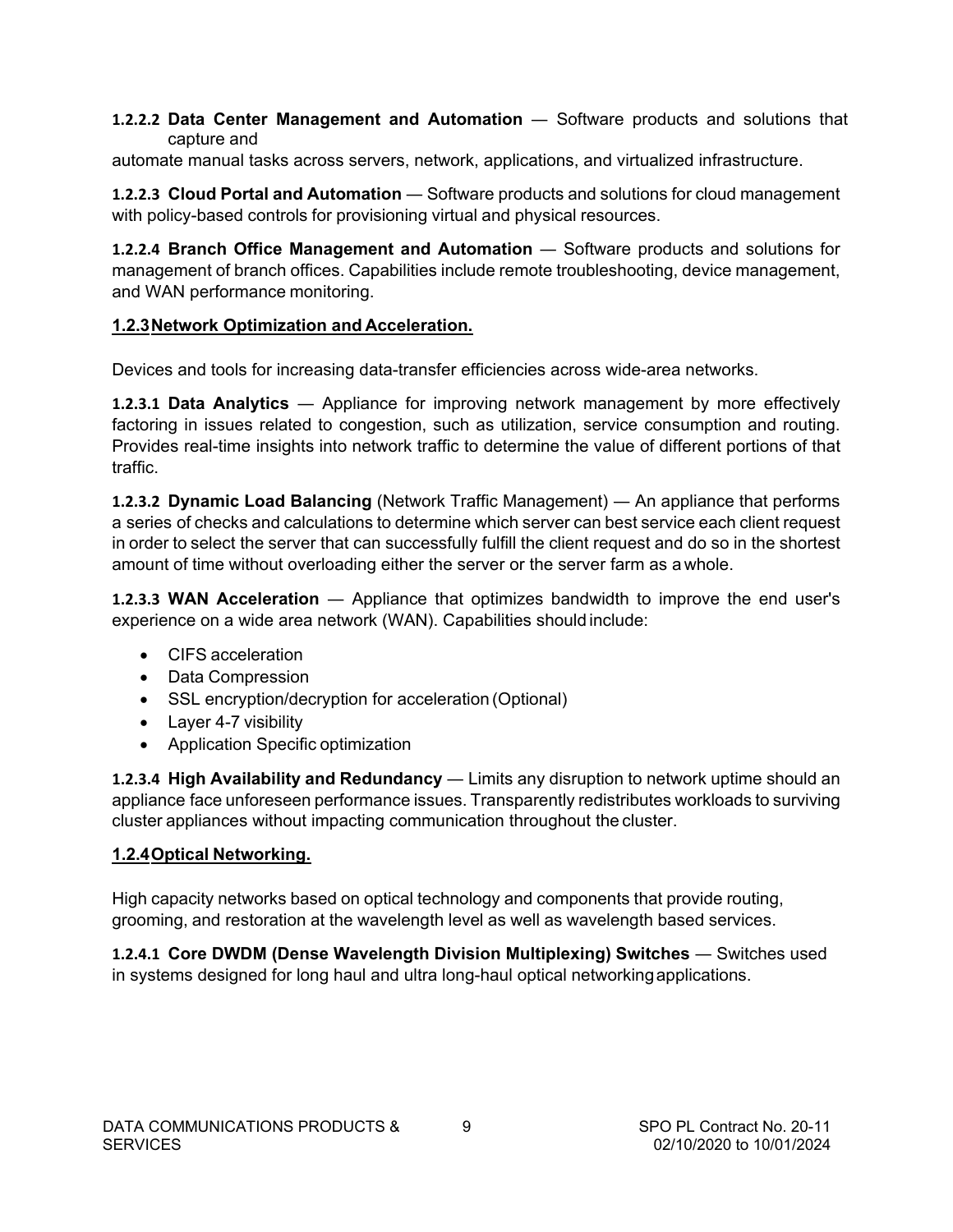**1.2.2.2 Data Center Management and Automation** — Software products and solutions that capture and automate manual tasks across servers, network, applications, and virtualized infrastructure.

**1.2.2.3 Cloud Portal and Automation** — Software products and solutions for cloud management with policy-based controls for provisioning virtual and physical resources.

**1.2.2.4 Branch Office Management and Automation** — Software products and solutions for management of branch offices. Capabilities include remote troubleshooting, device management, and WAN performance monitoring.

**<u>1.2.3 Network Optimization and Acceleration.</u>**

Devices and tools for increasing data-transfer efficiencies across wide-area networks.

**1.2.3.1 Data Analytics** — Appliance for improving network management by more effectively factoring in issues related to congestion, such as utilization, service consumption and routing. Provides real-time insights into network traffic to determine the value of different portions of that traffic.

**1.2.3.2 Dynamic Load Balancing** (Network Traffic Management) — An appliance that performs a series of checks and calculations to determine which server can best service each client request in order to select the server that can successfully fulfill the client request and do so in the shortest amount of time without overloading either the server or the server farm as a whole.

**1.2.3.3 WAN Acceleration** — Appliance that optimizes bandwidth to improve the end user's experience on a wide area network (WAN). Capabilities should include:

- CIFS acceleration
- Data Compression
- SSL encryption/decryption for acceleration (Optional)
- Layer 4-7 visibility
- Application Specific optimization

**1.2.3.4 High Availability and Redundancy** — Limits any disruption to network uptime should an appliance face unforeseen performance issues. Transparently redistributes workloads to surviving cluster appliances without impacting communication throughout the cluster.

**<u>1.2.4 Optical Networking.</u>**

High capacity networks based on optical technology and components that provide routing, grooming, and restoration at the wavelength level as well as wavelength based services.

**1.2.4.1 Core DWDM (Dense Wavelength Division Multiplexing) Switches** — Switches used in systems designed for long haul and ultra long-haul optical networking applications.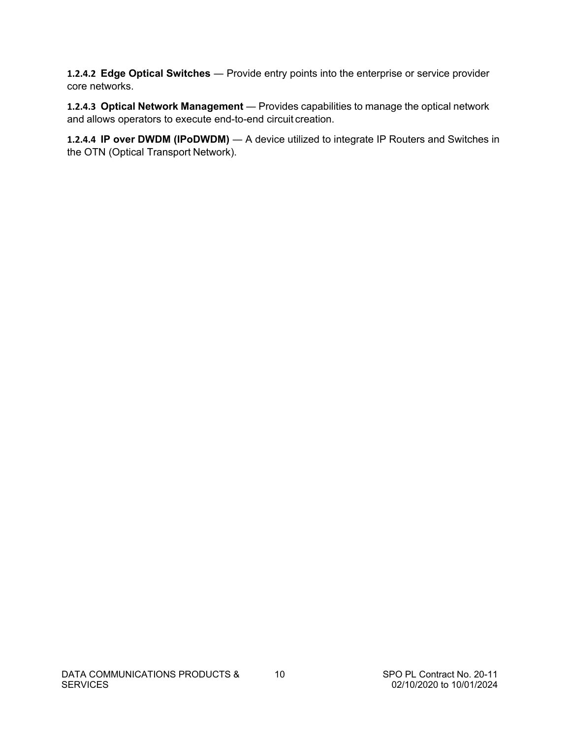**1.2.4.2 Edge Optical Switches** — Provide entry points into the enterprise or service provider core networks.

**1.2.4.3 Optical Network Management** — Provides capabilities to manage the optical network and allows operators to execute end-to-end circuit creation.

**1.2.4.4 IP over DWDM (IPoDWDM)** — A device utilized to integrate IP Routers and Switches in the OTN (Optical Transport Network).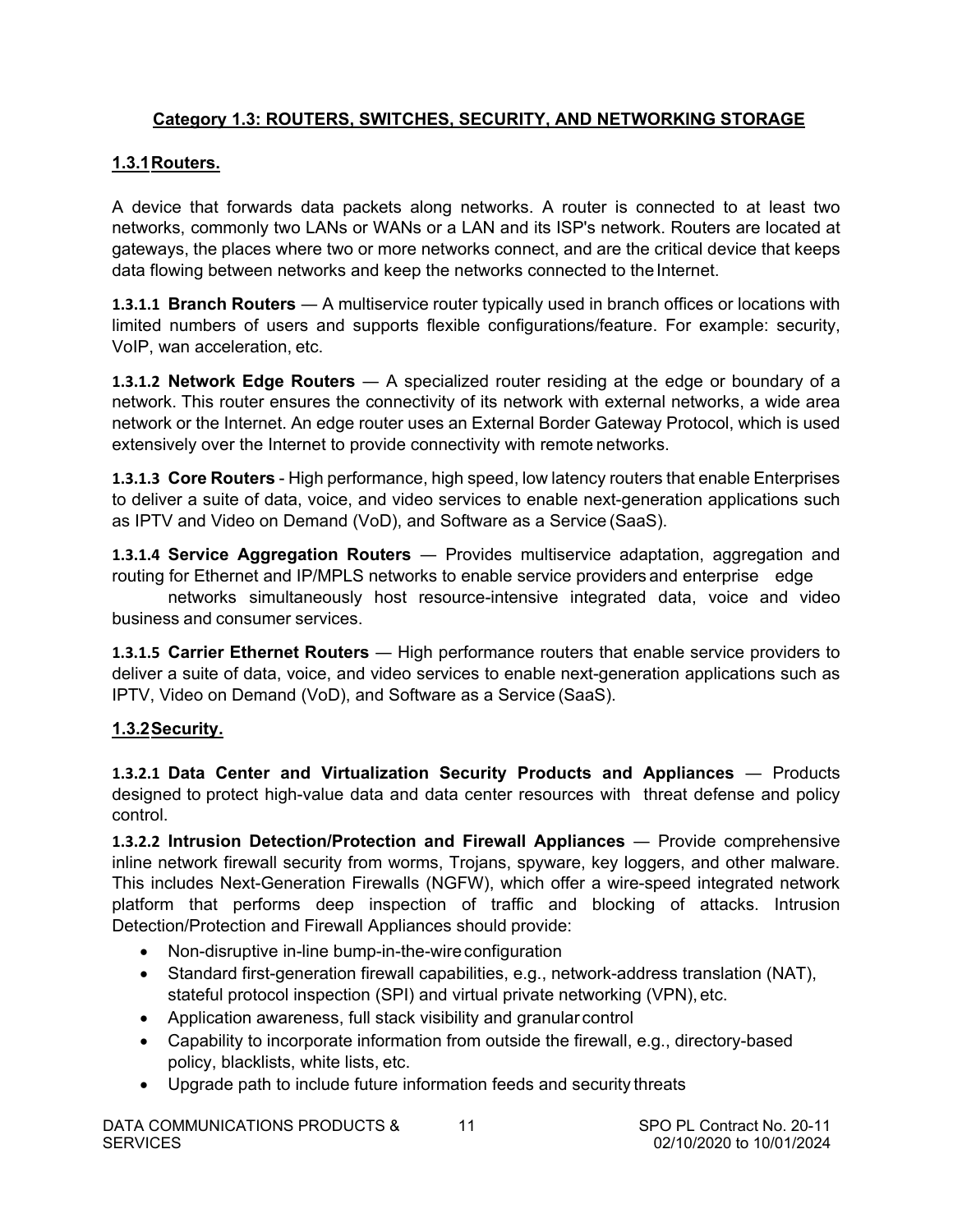## Category 1.3: ROUTERS, SWITCHES, SECURITY, AND NETWORKING STORAGE

### 1.3.1 Routers.

A device that forwards data packets along networks. A router is connected to at least two networks, commonly two LANs or WANs or a LAN and its ISP's network. Routers are located at gateways, the places where two or more networks connect, and are the critical device that keeps data flowing between networks and keep the networks connected to the Internet.

**1.3.1.1 Branch Routers** — A multiservice router typically used in branch offices or locations with limited numbers of users and supports flexible configurations/feature. For example: security, VoIP, wan acceleration, etc.

**1.3.1.2 Network Edge Routers** — A specialized router residing at the edge or boundary of a network. This router ensures the connectivity of its network with external networks, a wide area network or the Internet. An edge router uses an External Border Gateway Protocol, which is used extensively over the Internet to provide connectivity with remote networks.

**1.3.1.3 Core Routers** - High performance, high speed, low latency routers that enable Enterprises to deliver a suite of data, voice, and video services to enable next-generation applications such as IPTV and Video on Demand (VoD), and Software as a Service (SaaS).

**1.3.1.4 Service Aggregation Routers** — Provides multiservice adaptation, aggregation and routing for Ethernet and IP/MPLS networks to enable service providers and enterprise edge networks simultaneously host resource-intensive integrated data, voice and video business and consumer services.

**1.3.1.5 Carrier Ethernet Routers** — High performance routers that enable service providers to deliver a suite of data, voice, and video services to enable next-generation applications such as IPTV, Video on Demand (VoD), and Software as a Service (SaaS).

### 1.3.2 Security.

**1.3.2.1 Data Center and Virtualization Security Products and Appliances** — Products designed to protect high-value data and data center resources with threat defense and policy control.

**1.3.2.2 Intrusion Detection/Protection and Firewall Appliances** — Provide comprehensive inline network firewall security from worms, Trojans, spyware, key loggers, and other malware. This includes Next-Generation Firewalls (NGFW), which offer a wire-speed integrated network platform that performs deep inspection of traffic and blocking of attacks. Intrusion Detection/Protection and Firewall Appliances should provide:

- Non-disruptive in-line bump-in-the-wire configuration
- Standard first-generation firewall capabilities, e.g., network-address translation (NAT), stateful protocol inspection (SPI) and virtual private networking (VPN), etc.
- Application awareness, full stack visibility and granular control
- Capability to incorporate information from outside the firewall, e.g., directory-based policy, blacklists, white lists, etc.
- Upgrade path to include future information feeds and security threats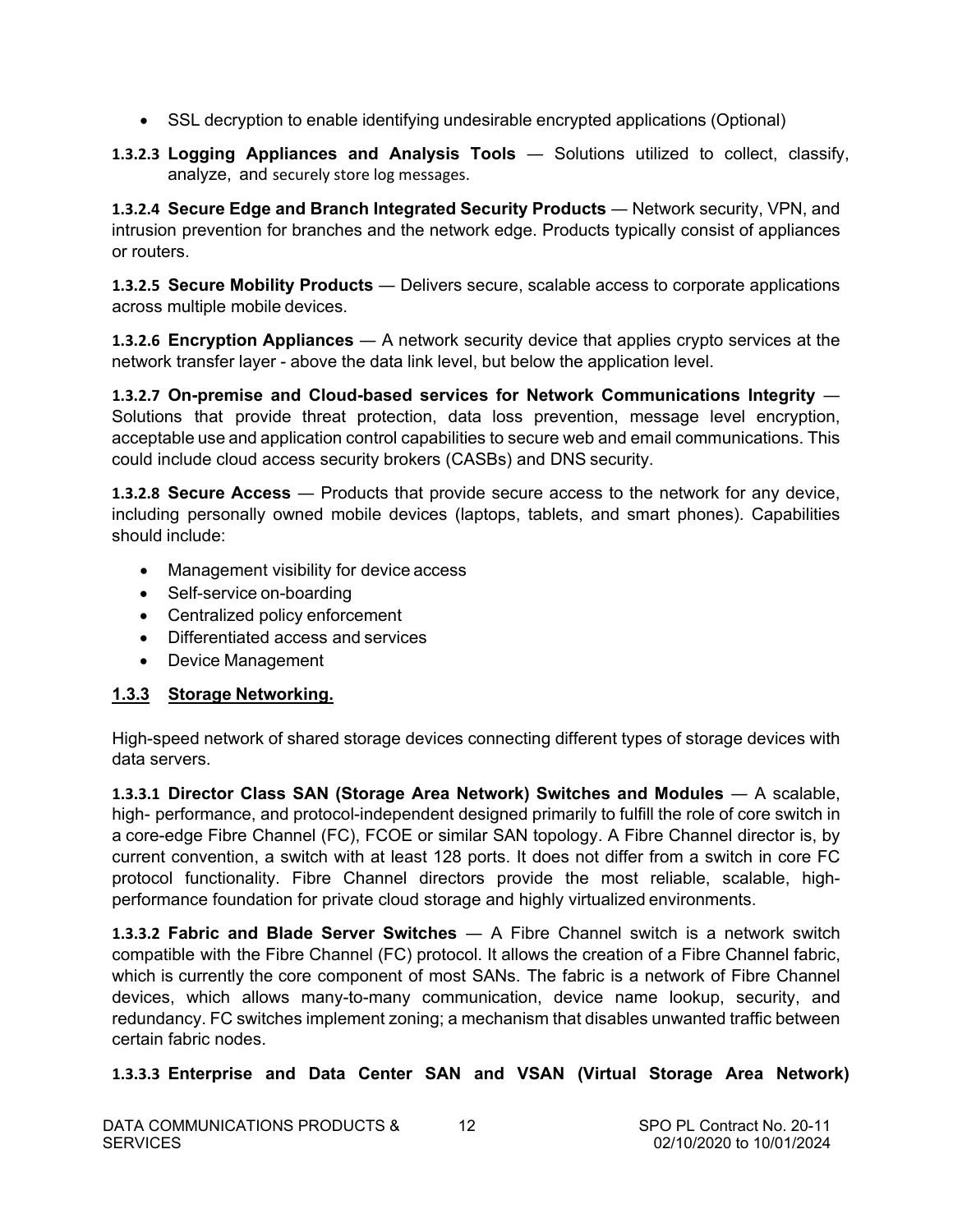- SSL decryption to enable identifying undesirable encrypted applications (Optional)

**1.3.2.3 Logging Appliances and Analysis Tools** — Solutions utilized to collect, classify, analyze, and securely store log messages.

**1.3.2.4 Secure Edge and Branch Integrated Security Products** — Network security, VPN, and intrusion prevention for branches and the network edge. Products typically consist of appliances or routers.

**1.3.2.5 Secure Mobility Products** — Delivers secure, scalable access to corporate applications across multiple mobile devices.

**1.3.2.6 Encryption Appliances** — A network security device that applies crypto services at the network transfer layer - above the data link level, but below the application level.

**1.3.2.7 On-premise and Cloud-based services for Network Communications Integrity** — Solutions that provide threat protection, data loss prevention, message level encryption, acceptable use and application control capabilities to secure web and email communications. This could include cloud access security brokers (CASBs) and DNS security.

**1.3.2.8 Secure Access** — Products that provide secure access to the network for any device, including personally owned mobile devices (laptops, tablets, and smart phones). Capabilities should include:

- Management visibility for device access
- Self-service on-boarding
- Centralized policy enforcement
- Differentiated access and services
- Device Management

### 1.3.3 Storage Networking.

High-speed network of shared storage devices connecting different types of storage devices with data servers.

**1.3.3.1 Director Class SAN (Storage Area Network) Switches and Modules** — A scalable, high- performance, and protocol-independent designed primarily to fulfill the role of core switch in a core-edge Fibre Channel (FC), FCOE or similar SAN topology. A Fibre Channel director is, by current convention, a switch with at least 128 ports. It does not differ from a switch in core FC protocol functionality. Fibre Channel directors provide the most reliable, scalable, high-performance foundation for private cloud storage and highly virtualized environments.

**1.3.3.2 Fabric and Blade Server Switches** — A Fibre Channel switch is a network switch compatible with the Fibre Channel (FC) protocol. It allows the creation of a Fibre Channel fabric, which is currently the core component of most SANs. The fabric is a network of Fibre Channel devices, which allows many-to-many communication, device name lookup, security, and redundancy. FC switches implement zoning; a mechanism that disables unwanted traffic between certain fabric nodes.

**1.3.3.3 Enterprise and Data Center SAN and VSAN (Virtual Storage Area Network)**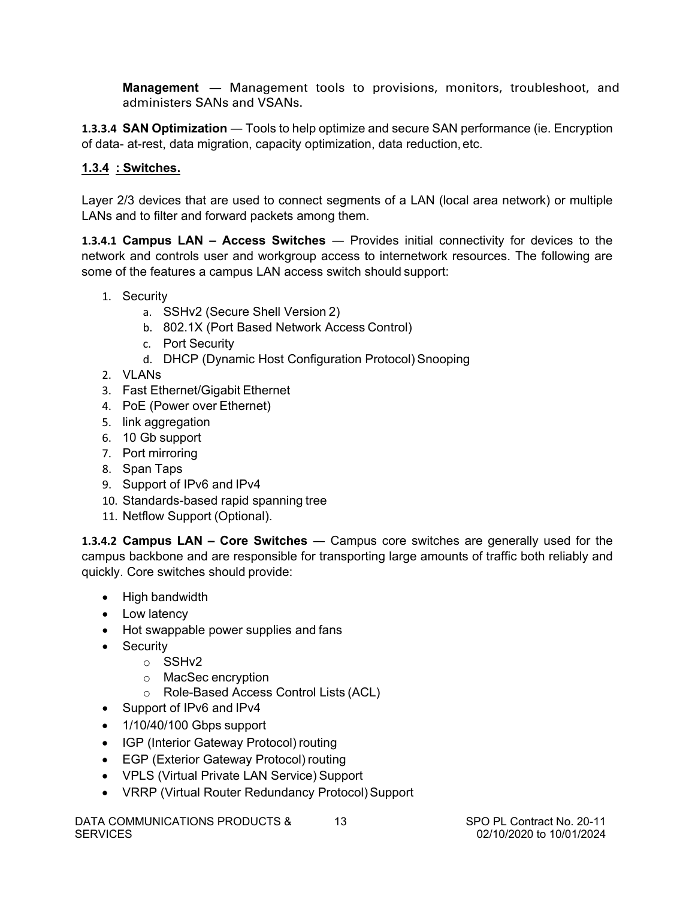**Management** — Management tools to provisions, monitors, troubleshoot, and administers SANs and VSANs.

**1.3.3.4 SAN Optimization** — Tools to help optimize and secure SAN performance (ie. Encryption of data- at-rest, data migration, capacity optimization, data reduction, etc.

### 1.3.4 : Switches.

Layer 2/3 devices that are used to connect segments of a LAN (local area network) or multiple LANs and to filter and forward packets among them.

**1.3.4.1 Campus LAN – Access Switches** — Provides initial connectivity for devices to the network and controls user and workgroup access to internetwork resources. The following are some of the features a campus LAN access switch should support:

1. Security
   a. SSHv2 (Secure Shell Version 2)
   b. 802.1X (Port Based Network Access Control)
   c. Port Security
   d. DHCP (Dynamic Host Configuration Protocol) Snooping
2. VLANs
3. Fast Ethernet/Gigabit Ethernet
4. PoE (Power over Ethernet)
5. link aggregation
6. 10 Gb support
7. Port mirroring
8. Span Taps
9. Support of IPv6 and IPv4
10. Standards-based rapid spanning tree
11. Netflow Support (Optional).

**1.3.4.2 Campus LAN – Core Switches** — Campus core switches are generally used for the campus backbone and are responsible for transporting large amounts of traffic both reliably and quickly. Core switches should provide:

- High bandwidth
- Low latency
- Hot swappable power supplies and fans
- Security
  - SSHv2
  - MacSec encryption
  - Role-Based Access Control Lists (ACL)
- Support of IPv6 and IPv4
- 1/10/40/100 Gbps support
- IGP (Interior Gateway Protocol) routing
- EGP (Exterior Gateway Protocol) routing
- VPLS (Virtual Private LAN Service) Support
- VRRP (Virtual Router Redundancy Protocol) Support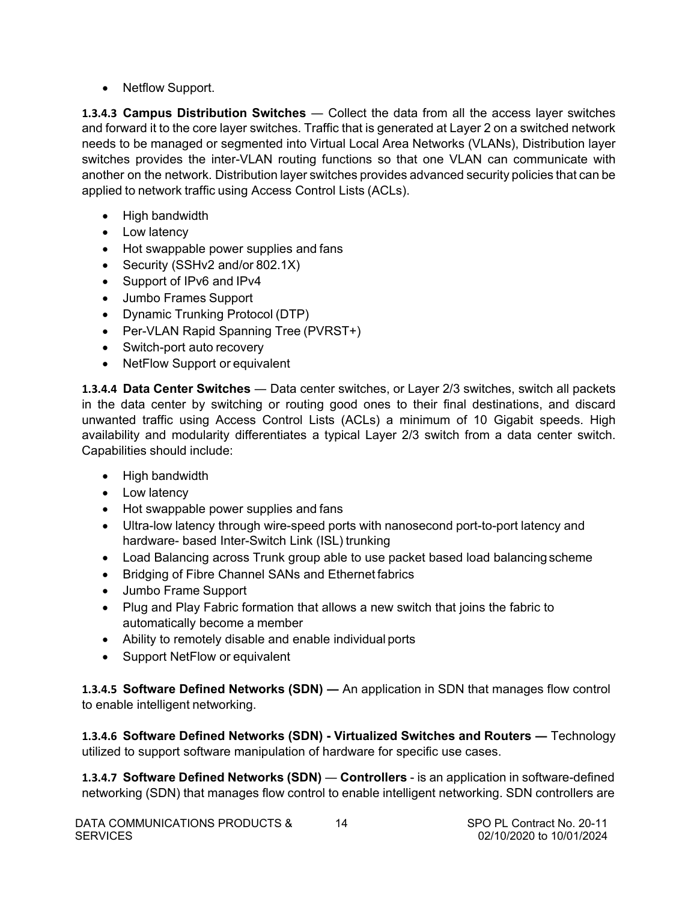- Netflow Support.

**1.3.4.3 Campus Distribution Switches** — Collect the data from all the access layer switches and forward it to the core layer switches. Traffic that is generated at Layer 2 on a switched network needs to be managed or segmented into Virtual Local Area Networks (VLANs), Distribution layer switches provides the inter-VLAN routing functions so that one VLAN can communicate with another on the network. Distribution layer switches provides advanced security policies that can be applied to network traffic using Access Control Lists (ACLs).

- High bandwidth
- Low latency
- Hot swappable power supplies and fans
- Security (SSHv2 and/or 802.1X)
- Support of IPv6 and IPv4
- Jumbo Frames Support
- Dynamic Trunking Protocol (DTP)
- Per-VLAN Rapid Spanning Tree (PVRST+)
- Switch-port auto recovery
- NetFlow Support or equivalent

**1.3.4.4 Data Center Switches** — Data center switches, or Layer 2/3 switches, switch all packets in the data center by switching or routing good ones to their final destinations, and discard unwanted traffic using Access Control Lists (ACLs) a minimum of 10 Gigabit speeds. High availability and modularity differentiates a typical Layer 2/3 switch from a data center switch. Capabilities should include:

- High bandwidth
- Low latency
- Hot swappable power supplies and fans
- Ultra-low latency through wire-speed ports with nanosecond port-to-port latency and hardware- based Inter-Switch Link (ISL) trunking
- Load Balancing across Trunk group able to use packet based load balancing scheme
- Bridging of Fibre Channel SANs and Ethernet fabrics
- Jumbo Frame Support
- Plug and Play Fabric formation that allows a new switch that joins the fabric to automatically become a member
- Ability to remotely disable and enable individual ports
- Support NetFlow or equivalent

**1.3.4.5 Software Defined Networks (SDN) —** An application in SDN that manages flow control to enable intelligent networking.

**1.3.4.6 Software Defined Networks (SDN) - Virtualized Switches and Routers —** Technology utilized to support software manipulation of hardware for specific use cases.

**1.3.4.7 Software Defined Networks (SDN)** — **Controllers** - is an application in software-defined networking (SDN) that manages flow control to enable intelligent networking. SDN controllers are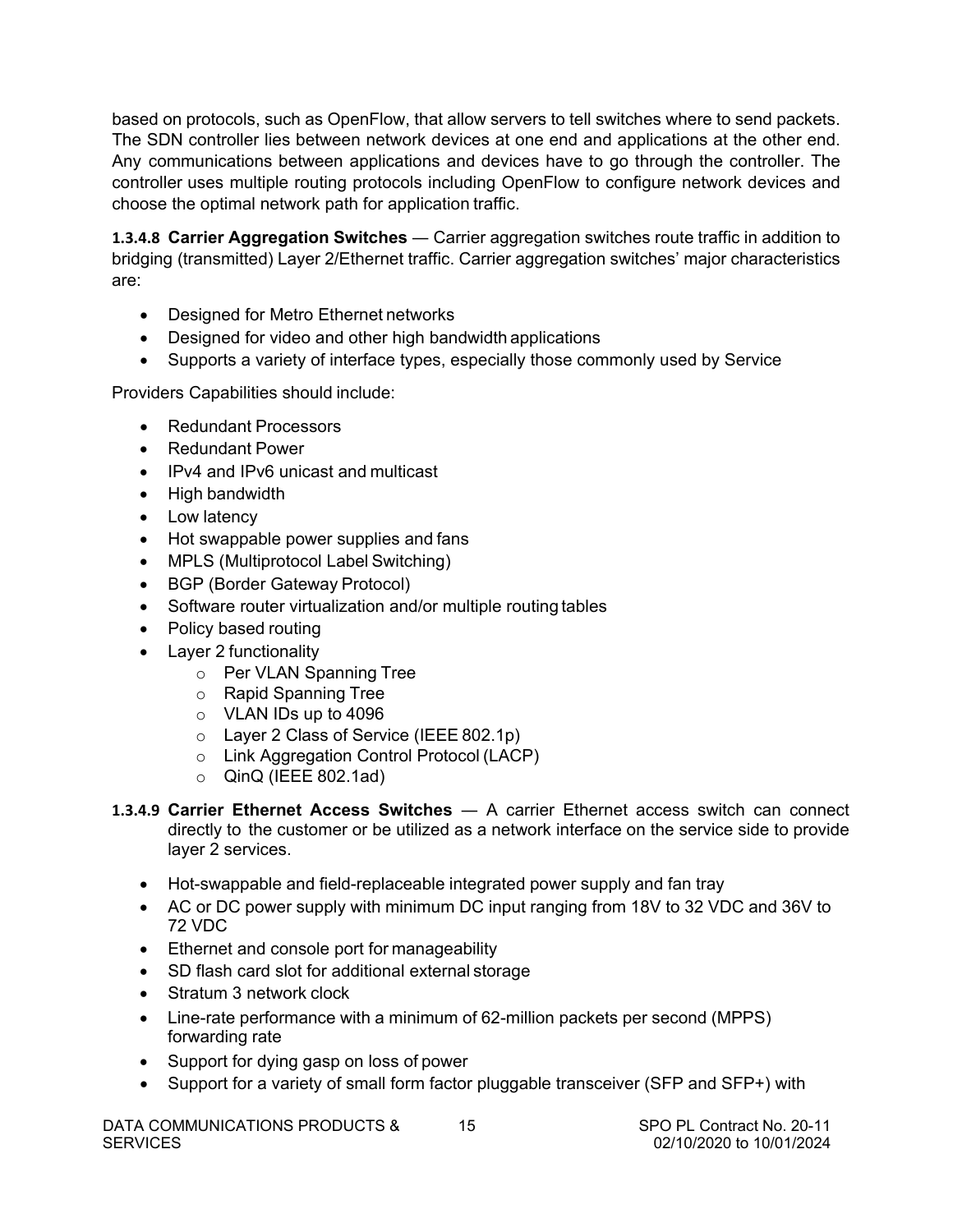based on protocols, such as OpenFlow, that allow servers to tell switches where to send packets. The SDN controller lies between network devices at one end and applications at the other end. Any communications between applications and devices have to go through the controller. The controller uses multiple routing protocols including OpenFlow to configure network devices and choose the optimal network path for application traffic.

**1.3.4.8 Carrier Aggregation Switches** — Carrier aggregation switches route traffic in addition to bridging (transmitted) Layer 2/Ethernet traffic. Carrier aggregation switches' major characteristics are:

- Designed for Metro Ethernet networks
- Designed for video and other high bandwidth applications
- Supports a variety of interface types, especially those commonly used by Service

Providers Capabilities should include:

- Redundant Processors
- Redundant Power
- IPv4 and IPv6 unicast and multicast
- High bandwidth
- Low latency
- Hot swappable power supplies and fans
- MPLS (Multiprotocol Label Switching)
- BGP (Border Gateway Protocol)
- Software router virtualization and/or multiple routing tables
- Policy based routing
- Layer 2 functionality
  - Per VLAN Spanning Tree
  - Rapid Spanning Tree
  - VLAN IDs up to 4096
  - Layer 2 Class of Service (IEEE 802.1p)
  - Link Aggregation Control Protocol (LACP)
  - QinQ (IEEE 802.1ad)

**1.3.4.9 Carrier Ethernet Access Switches** — A carrier Ethernet access switch can connect directly to the customer or be utilized as a network interface on the service side to provide layer 2 services.

- Hot-swappable and field-replaceable integrated power supply and fan tray
- AC or DC power supply with minimum DC input ranging from 18V to 32 VDC and 36V to 72 VDC
- Ethernet and console port for manageability
- SD flash card slot for additional external storage
- Stratum 3 network clock
- Line-rate performance with a minimum of 62-million packets per second (MPPS) forwarding rate
- Support for dying gasp on loss of power
- Support for a variety of small form factor pluggable transceiver (SFP and SFP+) with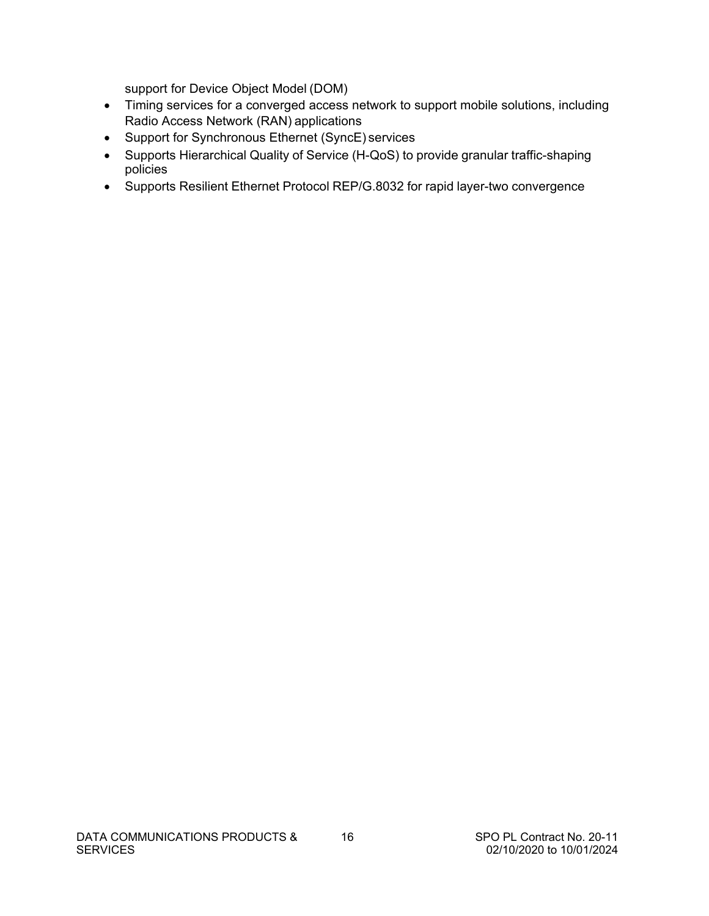support for Device Object Model (DOM)

- Timing services for a converged access network to support mobile solutions, including Radio Access Network (RAN) applications
- Support for Synchronous Ethernet (SyncE) services
- Supports Hierarchical Quality of Service (H-QoS) to provide granular traffic-shaping policies
- Supports Resilient Ethernet Protocol REP/G.8032 for rapid layer-two convergence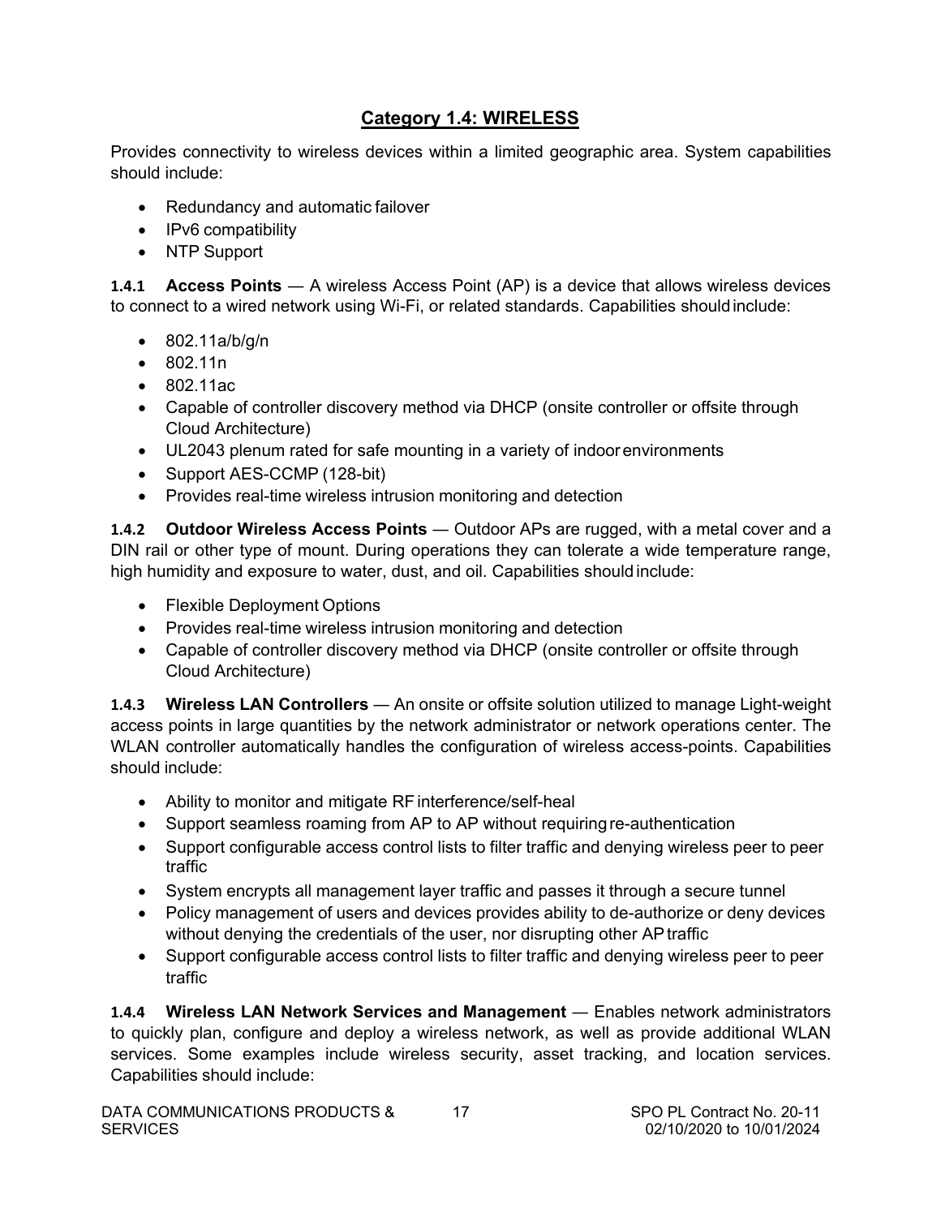## Category 1.4: WIRELESS

Provides connectivity to wireless devices within a limited geographic area. System capabilities should include:

- Redundancy and automatic failover
- IPv6 compatibility
- NTP Support

**1.4.1 Access Points** — A wireless Access Point (AP) is a device that allows wireless devices to connect to a wired network using Wi-Fi, or related standards. Capabilities should include:

- 802.11a/b/g/n
- 802.11n
- 802.11ac
- Capable of controller discovery method via DHCP (onsite controller or offsite through Cloud Architecture)
- UL2043 plenum rated for safe mounting in a variety of indoor environments
- Support AES-CCMP (128-bit)
- Provides real-time wireless intrusion monitoring and detection

**1.4.2 Outdoor Wireless Access Points** — Outdoor APs are rugged, with a metal cover and a DIN rail or other type of mount. During operations they can tolerate a wide temperature range, high humidity and exposure to water, dust, and oil. Capabilities should include:

- Flexible Deployment Options
- Provides real-time wireless intrusion monitoring and detection
- Capable of controller discovery method via DHCP (onsite controller or offsite through Cloud Architecture)

**1.4.3 Wireless LAN Controllers** — An onsite or offsite solution utilized to manage Light-weight access points in large quantities by the network administrator or network operations center. The WLAN controller automatically handles the configuration of wireless access-points. Capabilities should include:

- Ability to monitor and mitigate RF interference/self-heal
- Support seamless roaming from AP to AP without requiring re-authentication
- Support configurable access control lists to filter traffic and denying wireless peer to peer traffic
- System encrypts all management layer traffic and passes it through a secure tunnel
- Policy management of users and devices provides ability to de-authorize or deny devices without denying the credentials of the user, nor disrupting other AP traffic
- Support configurable access control lists to filter traffic and denying wireless peer to peer traffic

**1.4.4 Wireless LAN Network Services and Management** — Enables network administrators to quickly plan, configure and deploy a wireless network, as well as provide additional WLAN services. Some examples include wireless security, asset tracking, and location services. Capabilities should include: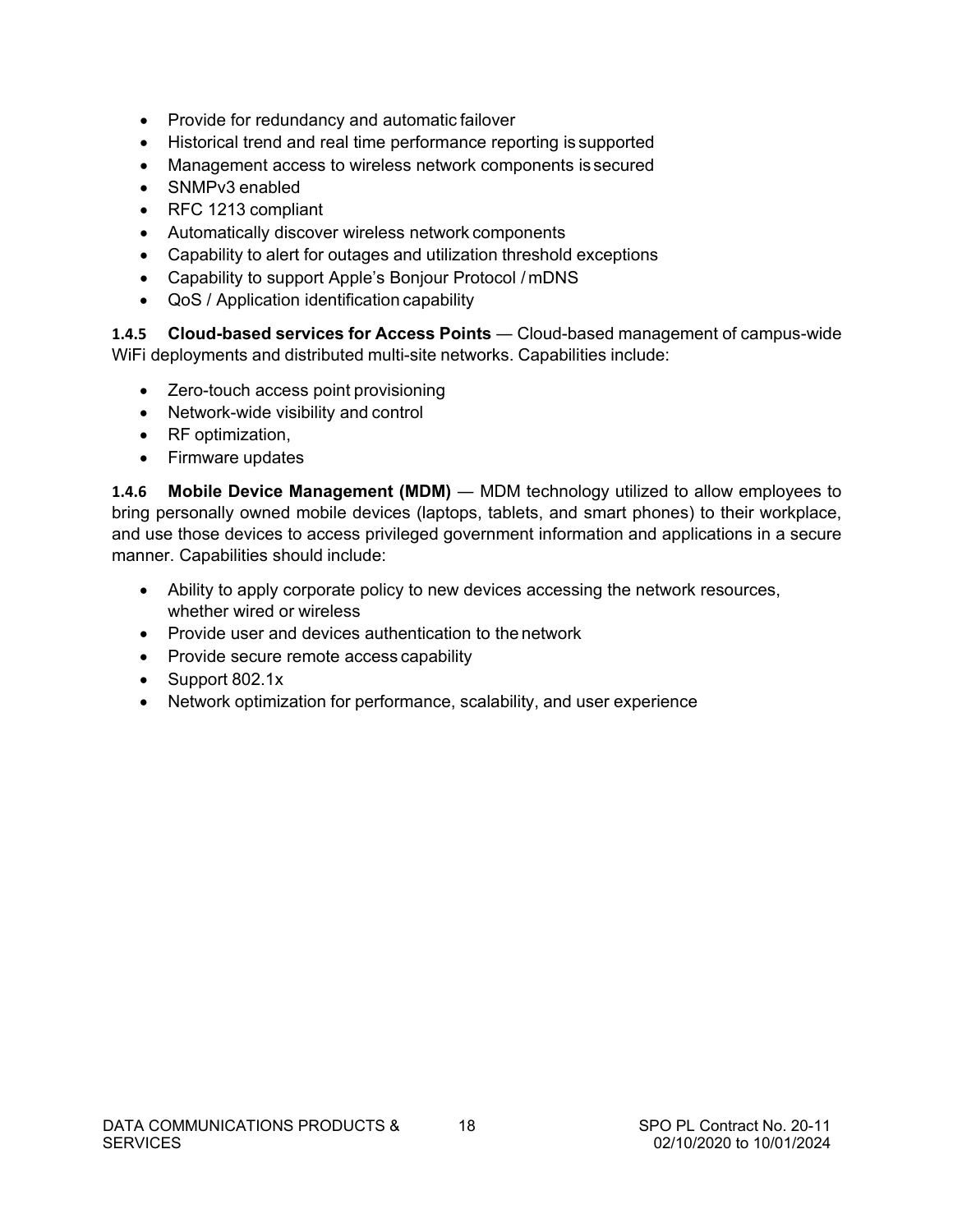- Provide for redundancy and automatic failover
- Historical trend and real time performance reporting is supported
- Management access to wireless network components is secured
- SNMPv3 enabled
- RFC 1213 compliant
- Automatically discover wireless network components
- Capability to alert for outages and utilization threshold exceptions
- Capability to support Apple's Bonjour Protocol / mDNS
- QoS / Application identification capability

**1.4.5 Cloud-based services for Access Points** — Cloud-based management of campus-wide WiFi deployments and distributed multi-site networks. Capabilities include:

- Zero-touch access point provisioning
- Network-wide visibility and control
- RF optimization,
- Firmware updates

**1.4.6 Mobile Device Management (MDM)** — MDM technology utilized to allow employees to bring personally owned mobile devices (laptops, tablets, and smart phones) to their workplace, and use those devices to access privileged government information and applications in a secure manner. Capabilities should include:

- Ability to apply corporate policy to new devices accessing the network resources, whether wired or wireless
- Provide user and devices authentication to the network
- Provide secure remote access capability
- Support 802.1x
- Network optimization for performance, scalability, and user experience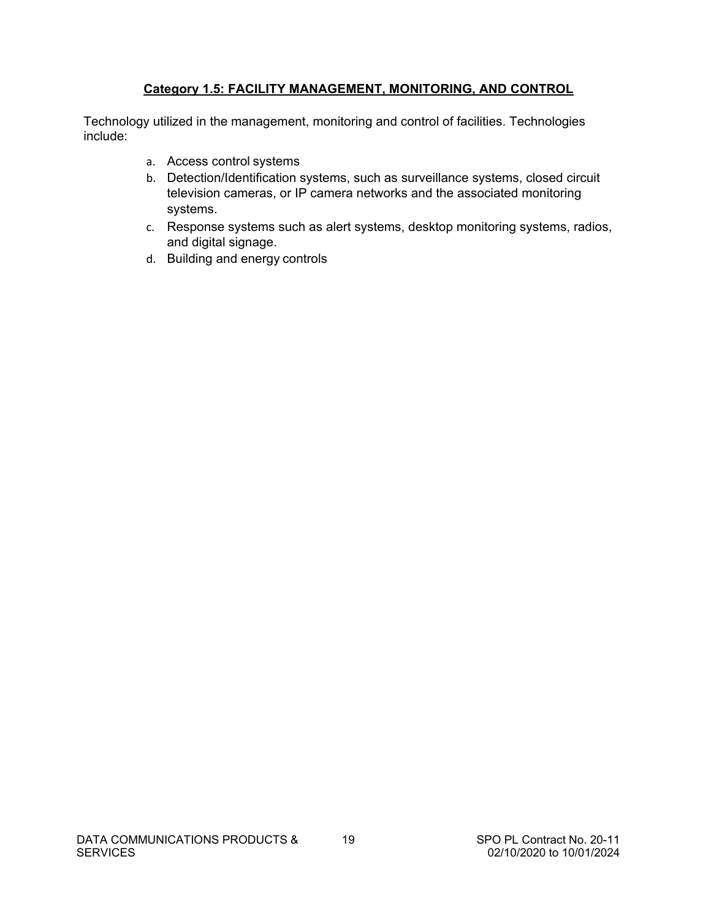## Category 1.5: FACILITY MANAGEMENT, MONITORING, AND CONTROL

Technology utilized in the management, monitoring and control of facilities. Technologies include:

a. Access control systems
b. Detection/Identification systems, such as surveillance systems, closed circuit television cameras, or IP camera networks and the associated monitoring systems.
c. Response systems such as alert systems, desktop monitoring systems, radios, and digital signage.
d. Building and energy controls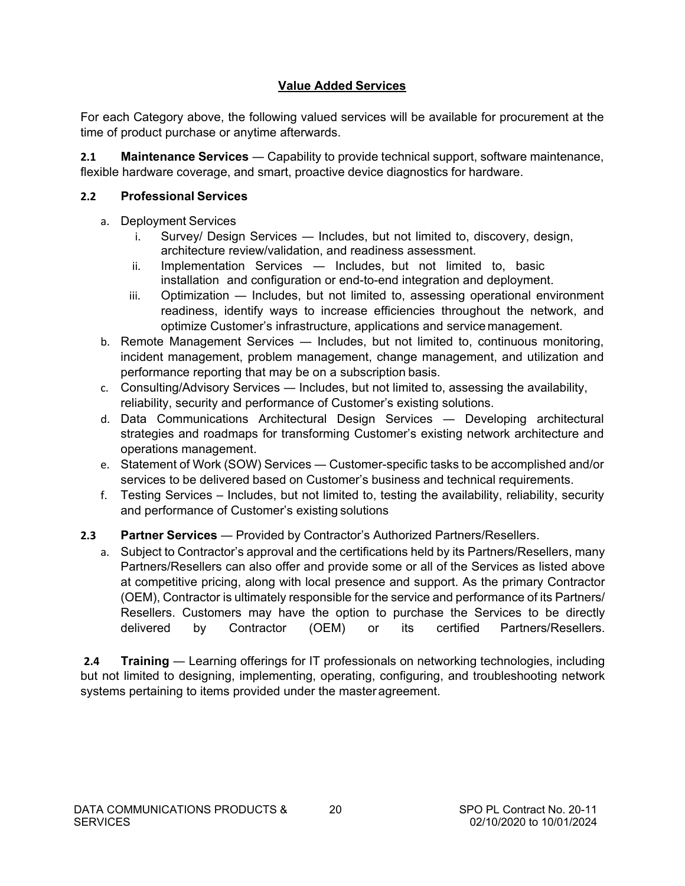## Value Added Services

For each Category above, the following valued services will be available for procurement at the time of product purchase or anytime afterwards.

**2.1 Maintenance Services** — Capability to provide technical support, software maintenance, flexible hardware coverage, and smart, proactive device diagnostics for hardware.

**2.2 Professional Services**

a. Deployment Services
   i. Survey/ Design Services — Includes, but not limited to, discovery, design, architecture review/validation, and readiness assessment.
   ii. Implementation Services — Includes, but not limited to, basic installation and configuration or end-to-end integration and deployment.
   iii. Optimization — Includes, but not limited to, assessing operational environment readiness, identify ways to increase efficiencies throughout the network, and optimize Customer's infrastructure, applications and service management.

b. Remote Management Services — Includes, but not limited to, continuous monitoring, incident management, problem management, change management, and utilization and performance reporting that may be on a subscription basis.

c. Consulting/Advisory Services — Includes, but not limited to, assessing the availability, reliability, security and performance of Customer's existing solutions.

d. Data Communications Architectural Design Services — Developing architectural strategies and roadmaps for transforming Customer's existing network architecture and operations management.

e. Statement of Work (SOW) Services — Customer-specific tasks to be accomplished and/or services to be delivered based on Customer's business and technical requirements.

f. Testing Services – Includes, but not limited to, testing the availability, reliability, security and performance of Customer's existing solutions

**2.3 Partner Services** — Provided by Contractor's Authorized Partners/Resellers.

a. Subject to Contractor's approval and the certifications held by its Partners/Resellers, many Partners/Resellers can also offer and provide some or all of the Services as listed above at competitive pricing, along with local presence and support. As the primary Contractor (OEM), Contractor is ultimately responsible for the service and performance of its Partners/ Resellers. Customers may have the option to purchase the Services to be directly delivered by Contractor (OEM) or its certified Partners/Resellers.

**2.4 Training** — Learning offerings for IT professionals on networking technologies, including but not limited to designing, implementing, operating, configuring, and troubleshooting network systems pertaining to items provided under the master agreement.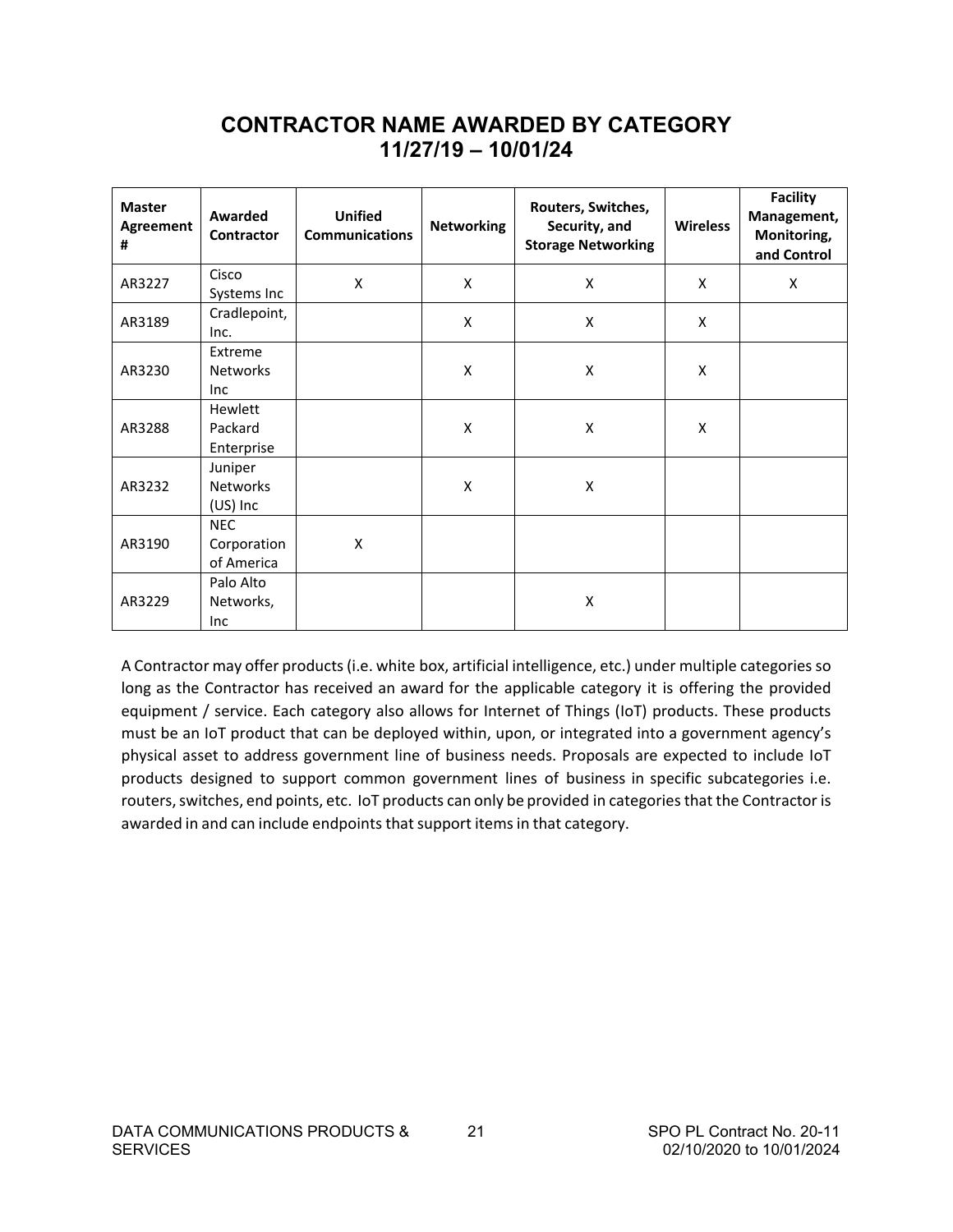# CONTRACTOR NAME AWARDED BY CATEGORY
## 11/27/19 – 10/01/24

| Master Agreement # | Awarded Contractor | Unified Communications | Networking | Routers, Switches, Security, and Storage Networking | Wireless | Facility Management, Monitoring, and Control |
|---|---|---|---|---|---|---|
| AR3227 | Cisco Systems Inc | X | X | X | X | X |
| AR3189 | Cradlepoint, Inc. | | X | X | X | |
| AR3230 | Extreme Networks Inc | | X | X | X | |
| AR3288 | Hewlett Packard Enterprise | | X | X | X | |
| AR3232 | Juniper Networks (US) Inc | | X | X | | |
| AR3190 | NEC Corporation of America | X | | | | |
| AR3229 | Palo Alto Networks, Inc | | | X | | |

A Contractor may offer products (i.e. white box, artificial intelligence, etc.) under multiple categories so long as the Contractor has received an award for the applicable category it is offering the provided equipment / service. Each category also allows for Internet of Things (IoT) products. These products must be an IoT product that can be deployed within, upon, or integrated into a government agency's physical asset to address government line of business needs. Proposals are expected to include IoT products designed to support common government lines of business in specific subcategories i.e. routers, switches, end points, etc. IoT products can only be provided in categories that the Contractor is awarded in and can include endpoints that support items in that category.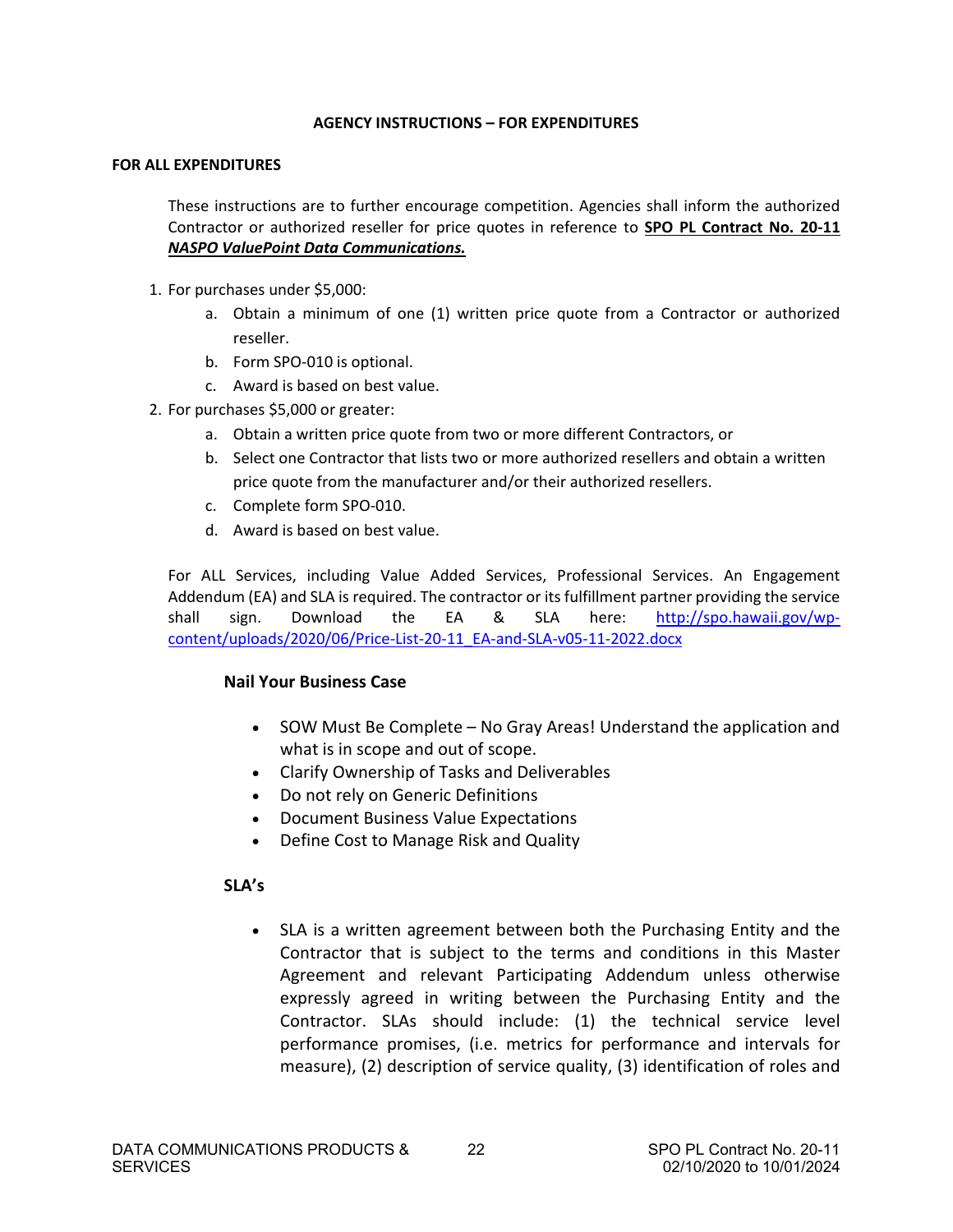**AGENCY INSTRUCTIONS – FOR EXPENDITURES**

**FOR ALL EXPENDITURES**

These instructions are to further encourage competition. Agencies shall inform the authorized Contractor or authorized reseller for price quotes in reference to **SPO PL Contract No. 20-11 _NASPO ValuePoint Data Communications._**

1. For purchases under $5,000:
    a. Obtain a minimum of one (1) written price quote from a Contractor or authorized reseller.
    b. Form SPO-010 is optional.
    c. Award is based on best value.
2. For purchases $5,000 or greater:
    a. Obtain a written price quote from two or more different Contractors, or
    b. Select one Contractor that lists two or more authorized resellers and obtain a written price quote from the manufacturer and/or their authorized resellers.
    c. Complete form SPO-010.
    d. Award is based on best value.

For ALL Services, including Value Added Services, Professional Services. An Engagement Addendum (EA) and SLA is required. The contractor or its fulfillment partner providing the service shall sign. Download the EA & SLA here: [http://spo.hawaii.gov/wp-content/uploads/2020/06/Price-List-20-11_EA-and-SLA-v05-11-2022.docx](http://spo.hawaii.gov/wp-content/uploads/2020/06/Price-List-20-11_EA-and-SLA-v05-11-2022.docx)

**Nail Your Business Case**

- SOW Must Be Complete – No Gray Areas! Understand the application and what is in scope and out of scope.
- Clarify Ownership of Tasks and Deliverables
- Do not rely on Generic Definitions
- Document Business Value Expectations
- Define Cost to Manage Risk and Quality

**SLA's**

- SLA is a written agreement between both the Purchasing Entity and the Contractor that is subject to the terms and conditions in this Master Agreement and relevant Participating Addendum unless otherwise expressly agreed in writing between the Purchasing Entity and the Contractor. SLAs should include: (1) the technical service level performance promises, (i.e. metrics for performance and intervals for measure), (2) description of service quality, (3) identification of roles and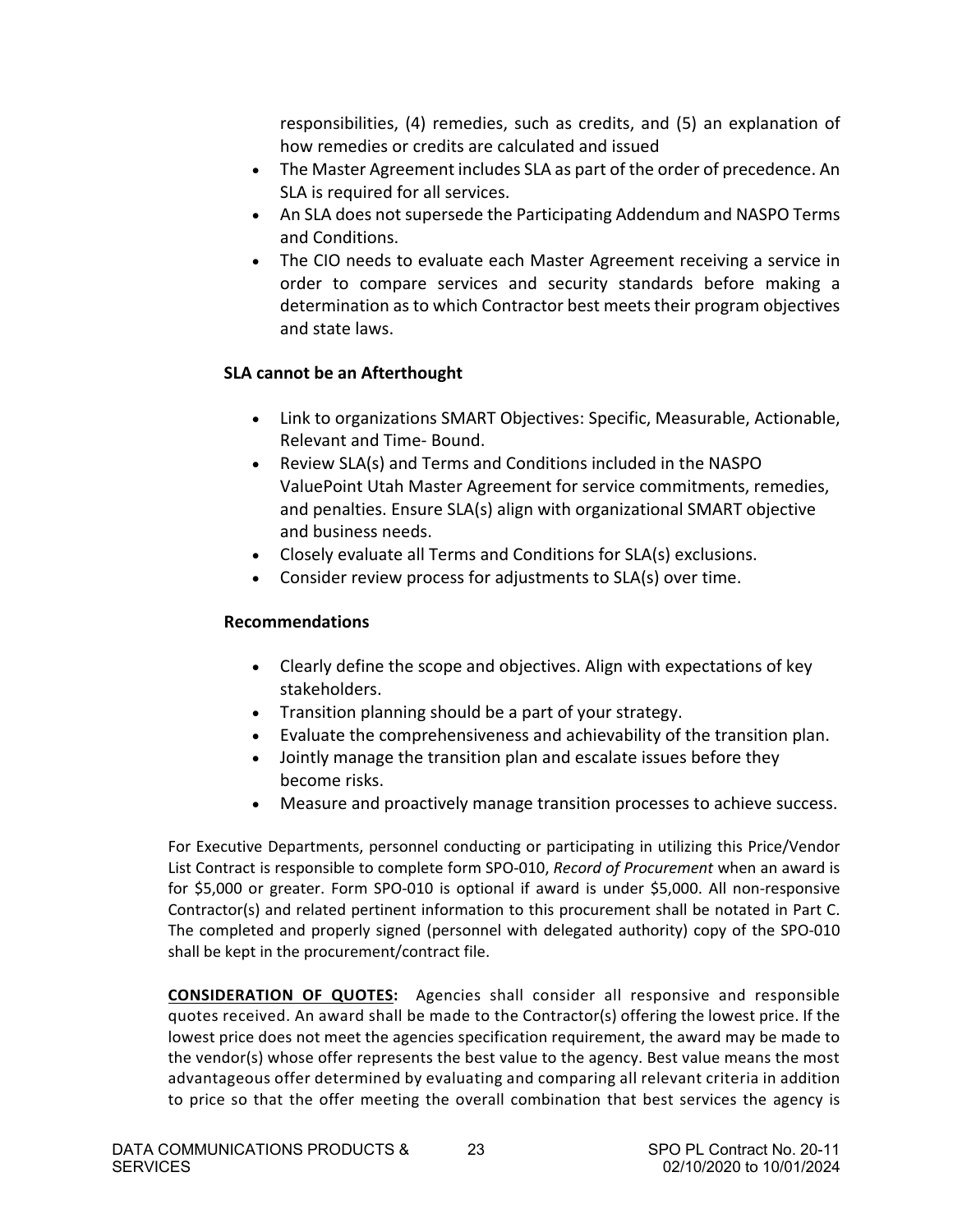responsibilities, (4) remedies, such as credits, and (5) an explanation of how remedies or credits are calculated and issued

- The Master Agreement includes SLA as part of the order of precedence. An SLA is required for all services.
- An SLA does not supersede the Participating Addendum and NASPO Terms and Conditions.
- The CIO needs to evaluate each Master Agreement receiving a service in order to compare services and security standards before making a determination as to which Contractor best meets their program objectives and state laws.

**SLA cannot be an Afterthought**

- Link to organizations SMART Objectives: Specific, Measurable, Actionable, Relevant and Time- Bound.
- Review SLA(s) and Terms and Conditions included in the NASPO ValuePoint Utah Master Agreement for service commitments, remedies, and penalties. Ensure SLA(s) align with organizational SMART objective and business needs.
- Closely evaluate all Terms and Conditions for SLA(s) exclusions.
- Consider review process for adjustments to SLA(s) over time.

**Recommendations**

- Clearly define the scope and objectives. Align with expectations of key stakeholders.
- Transition planning should be a part of your strategy.
- Evaluate the comprehensiveness and achievability of the transition plan.
- Jointly manage the transition plan and escalate issues before they become risks.
- Measure and proactively manage transition processes to achieve success.

For Executive Departments, personnel conducting or participating in utilizing this Price/Vendor List Contract is responsible to complete form SPO-010, *Record of Procurement* when an award is for $5,000 or greater. Form SPO-010 is optional if award is under $5,000. All non-responsive Contractor(s) and related pertinent information to this procurement shall be notated in Part C. The completed and properly signed (personnel with delegated authority) copy of the SPO-010 shall be kept in the procurement/contract file.

**CONSIDERATION OF QUOTES:** Agencies shall consider all responsive and responsible quotes received. An award shall be made to the Contractor(s) offering the lowest price. If the lowest price does not meet the agencies specification requirement, the award may be made to the vendor(s) whose offer represents the best value to the agency. Best value means the most advantageous offer determined by evaluating and comparing all relevant criteria in addition to price so that the offer meeting the overall combination that best services the agency is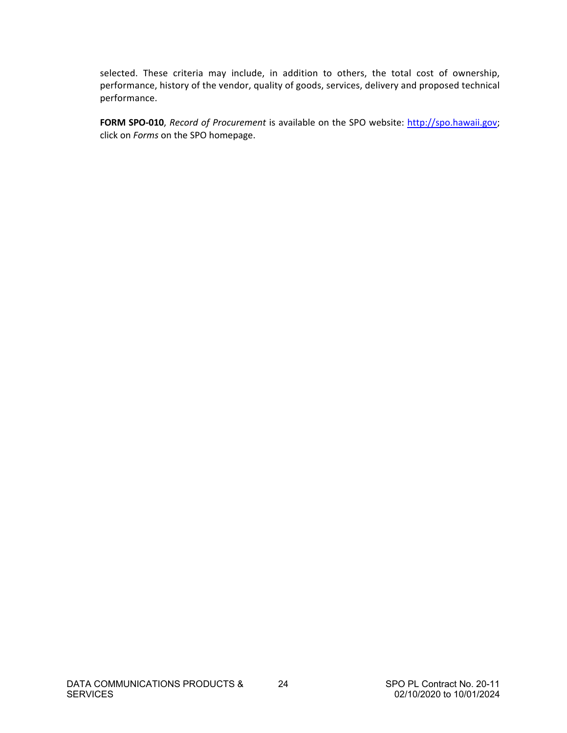selected. These criteria may include, in addition to others, the total cost of ownership, performance, history of the vendor, quality of goods, services, delivery and proposed technical performance.

**FORM SPO-010**, *Record of Procurement* is available on the SPO website: http://spo.hawaii.gov; click on *Forms* on the SPO homepage.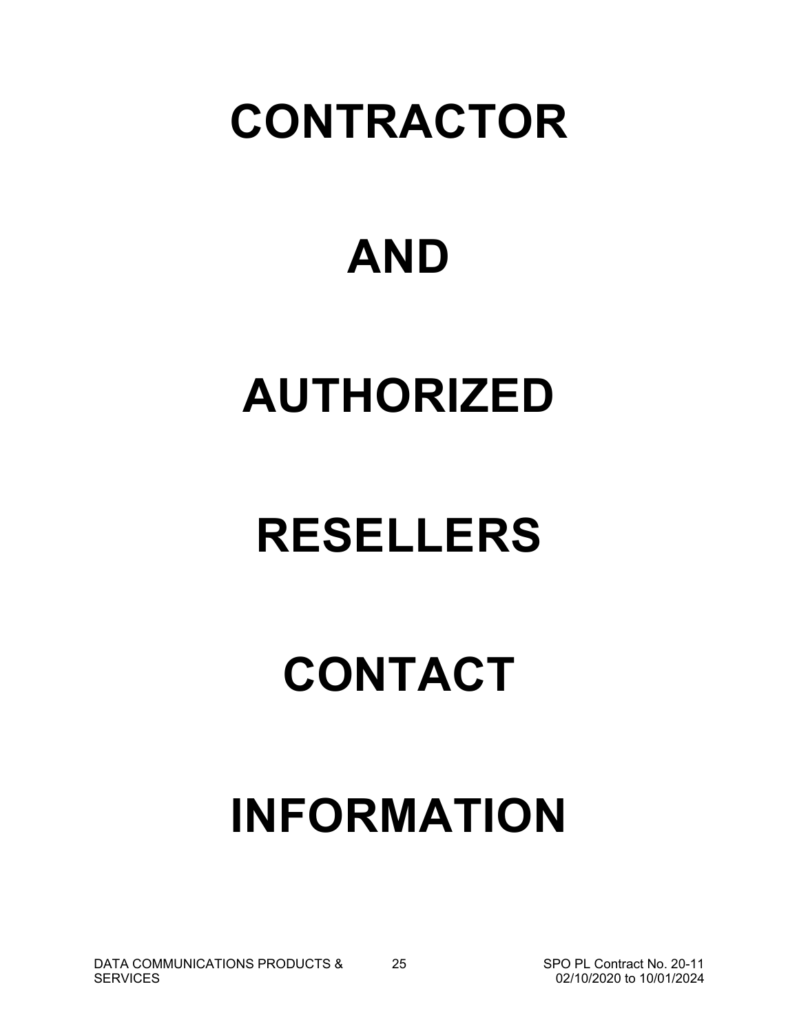# CONTRACTOR

# AND

# AUTHORIZED

# RESELLERS

# CONTACT

# INFORMATION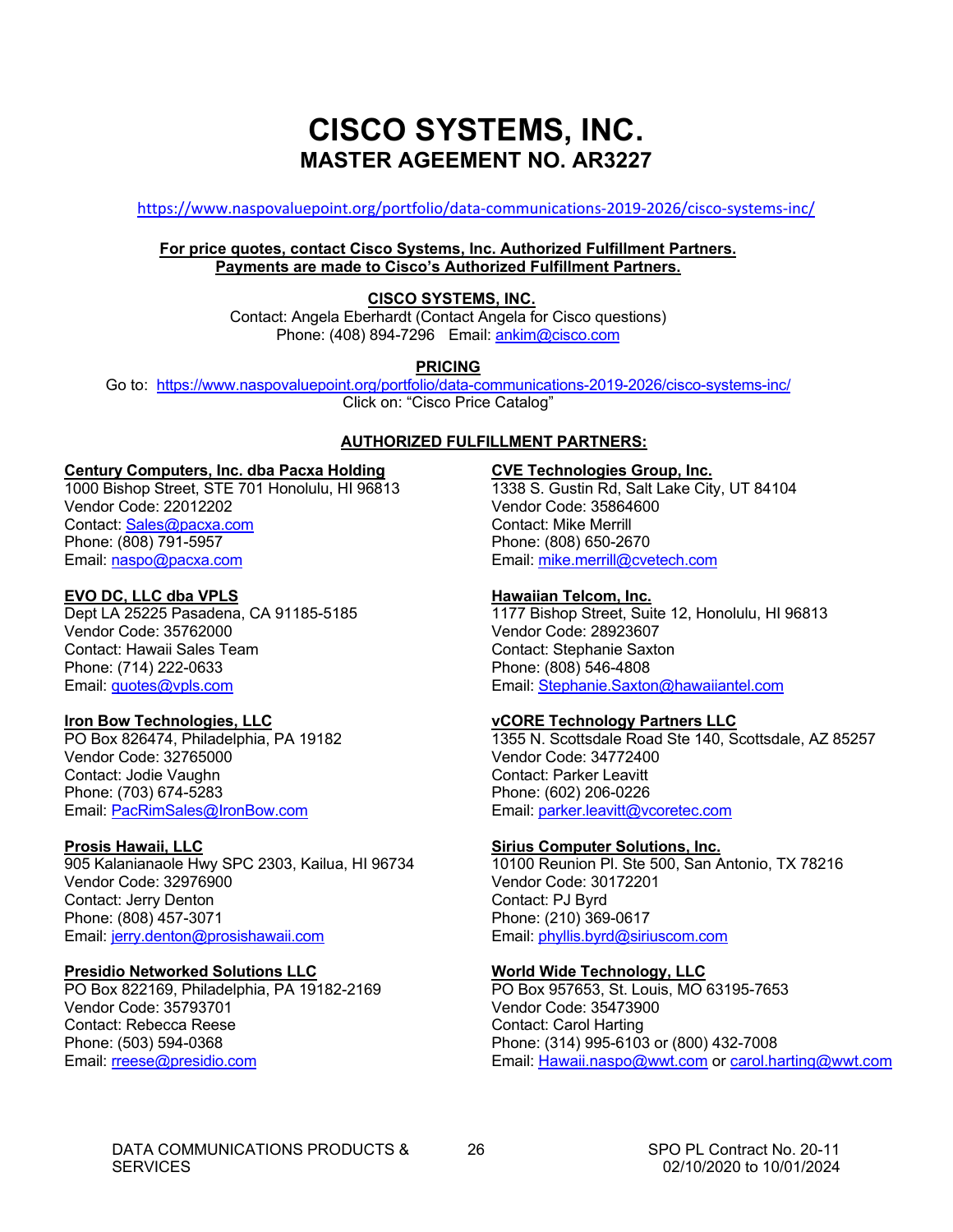# CISCO SYSTEMS, INC.

## MASTER AGEEMENT NO. AR3227

https://www.naspovaluepoint.org/portfolio/data-communications-2019-2026/cisco-systems-inc/

**For price quotes, contact Cisco Systems, Inc. Authorized Fulfillment Partners.**
**Payments are made to Cisco's Authorized Fulfillment Partners.**

**CISCO SYSTEMS, INC.**
Contact: Angela Eberhardt (Contact Angela for Cisco questions)
Phone: (408) 894-7296 Email: ankim@cisco.com

**PRICING**
Go to: https://www.naspovaluepoint.org/portfolio/data-communications-2019-2026/cisco-systems-inc/
Click on: "Cisco Price Catalog"

**AUTHORIZED FULFILLMENT PARTNERS:**

**Century Computers, Inc. dba Pacxa Holding**
1000 Bishop Street, STE 701 Honolulu, HI 96813
Vendor Code: 22012202
Contact: Sales@pacxa.com
Phone: (808) 791-5957
Email: naspo@pacxa.com

**EVO DC, LLC dba VPLS**
Dept LA 25225 Pasadena, CA 91185-5185
Vendor Code: 35762000
Contact: Hawaii Sales Team
Phone: (714) 222-0633
Email: quotes@vpls.com

**Iron Bow Technologies, LLC**
PO Box 826474, Philadelphia, PA 19182
Vendor Code: 32765000
Contact: Jodie Vaughn
Phone: (703) 674-5283
Email: PacRimSales@IronBow.com

**Prosis Hawaii, LLC**
905 Kalanianaole Hwy SPC 2303, Kailua, HI 96734
Vendor Code: 32976900
Contact: Jerry Denton
Phone: (808) 457-3071
Email: jerry.denton@prosishawaii.com

**Presidio Networked Solutions LLC**
PO Box 822169, Philadelphia, PA 19182-2169
Vendor Code: 35793701
Contact: Rebecca Reese
Phone: (503) 594-0368
Email: rreese@presidio.com

**CVE Technologies Group, Inc.**
1338 S. Gustin Rd, Salt Lake City, UT 84104
Vendor Code: 35864600
Contact: Mike Merrill
Phone: (808) 650-2670
Email: mike.merrill@cvetech.com

**Hawaiian Telcom, Inc.**
1177 Bishop Street, Suite 12, Honolulu, HI 96813
Vendor Code: 28923607
Contact: Stephanie Saxton
Phone: (808) 546-4808
Email: Stephanie.Saxton@hawaiiantel.com

**vCORE Technology Partners LLC**
1355 N. Scottsdale Road Ste 140, Scottsdale, AZ 85257
Vendor Code: 34772400
Contact: Parker Leavitt
Phone: (602) 206-0226
Email: parker.leavitt@vcoretec.com

**Sirius Computer Solutions, Inc.**
10100 Reunion Pl. Ste 500, San Antonio, TX 78216
Vendor Code: 30172201
Contact: PJ Byrd
Phone: (210) 369-0617
Email: phyllis.byrd@siriuscom.com

**World Wide Technology, LLC**
PO Box 957653, St. Louis, MO 63195-7653
Vendor Code: 35473900
Contact: Carol Harting
Phone: (314) 995-6103 or (800) 432-7008
Email: Hawaii.naspo@wwt.com or carol.harting@wwt.com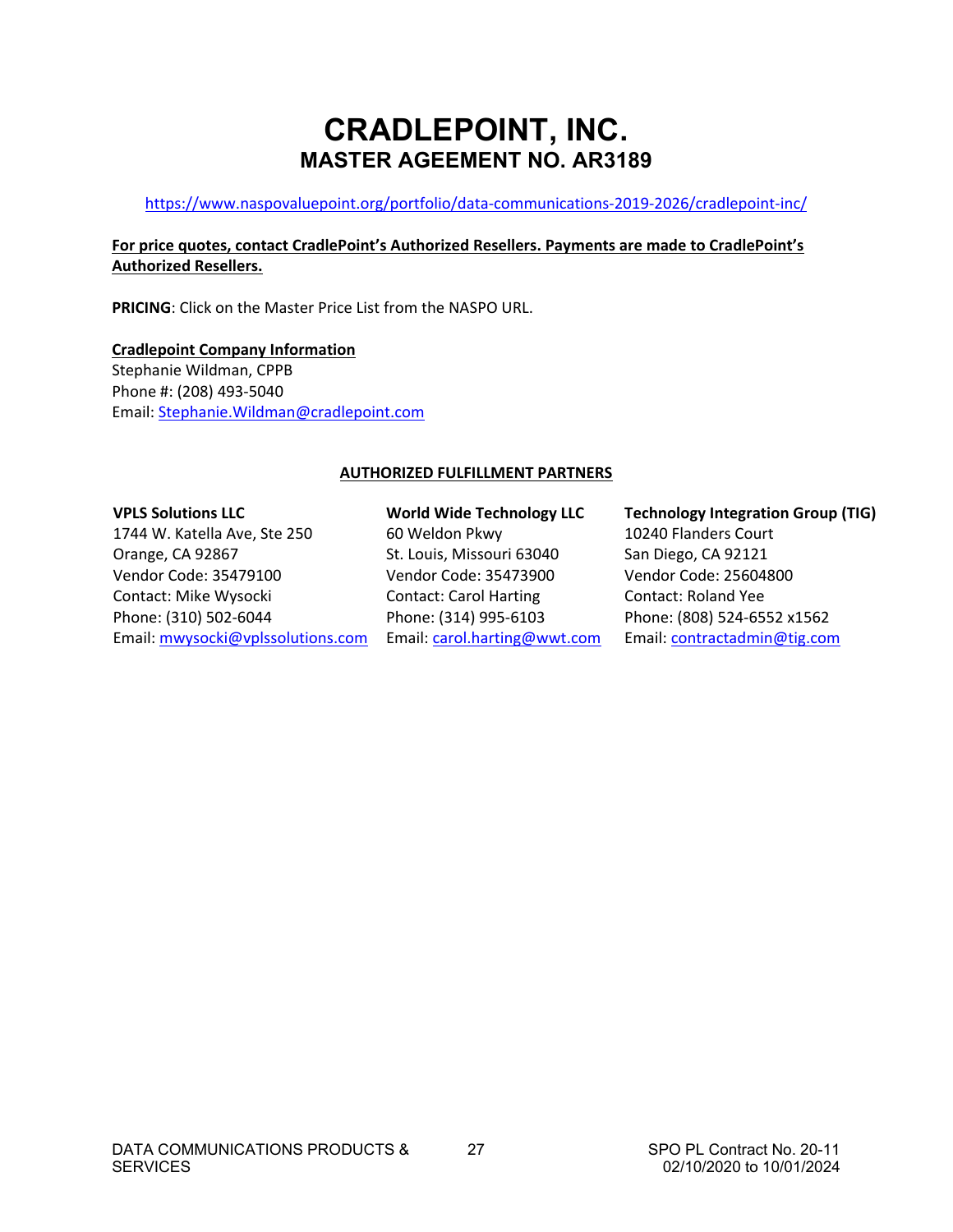# CRADLEPOINT, INC.
## MASTER AGEEMENT NO. AR3189

https://www.naspovaluepoint.org/portfolio/data-communications-2019-2026/cradlepoint-inc/

**For price quotes, contact CradlePoint's Authorized Resellers. Payments are made to CradlePoint's Authorized Resellers.**

**PRICING**: Click on the Master Price List from the NASPO URL.

**Cradlepoint Company Information**
Stephanie Wildman, CPPB
Phone #: (208) 493-5040
Email: Stephanie.Wildman@cradlepoint.com

**AUTHORIZED FULFILLMENT PARTNERS**

**VPLS Solutions LLC**
1744 W. Katella Ave, Ste 250
Orange, CA 92867
Vendor Code: 35479100
Contact: Mike Wysocki
Phone: (310) 502-6044
Email: mwysocki@vplssolutions.com

**World Wide Technology LLC**
60 Weldon Pkwy
St. Louis, Missouri 63040
Vendor Code: 35473900
Contact: Carol Harting
Phone: (314) 995-6103
Email: carol.harting@wwt.com

**Technology Integration Group (TIG)**
10240 Flanders Court
San Diego, CA 92121
Vendor Code: 25604800
Contact: Roland Yee
Phone: (808) 524-6552 x1562
Email: contractadmin@tig.com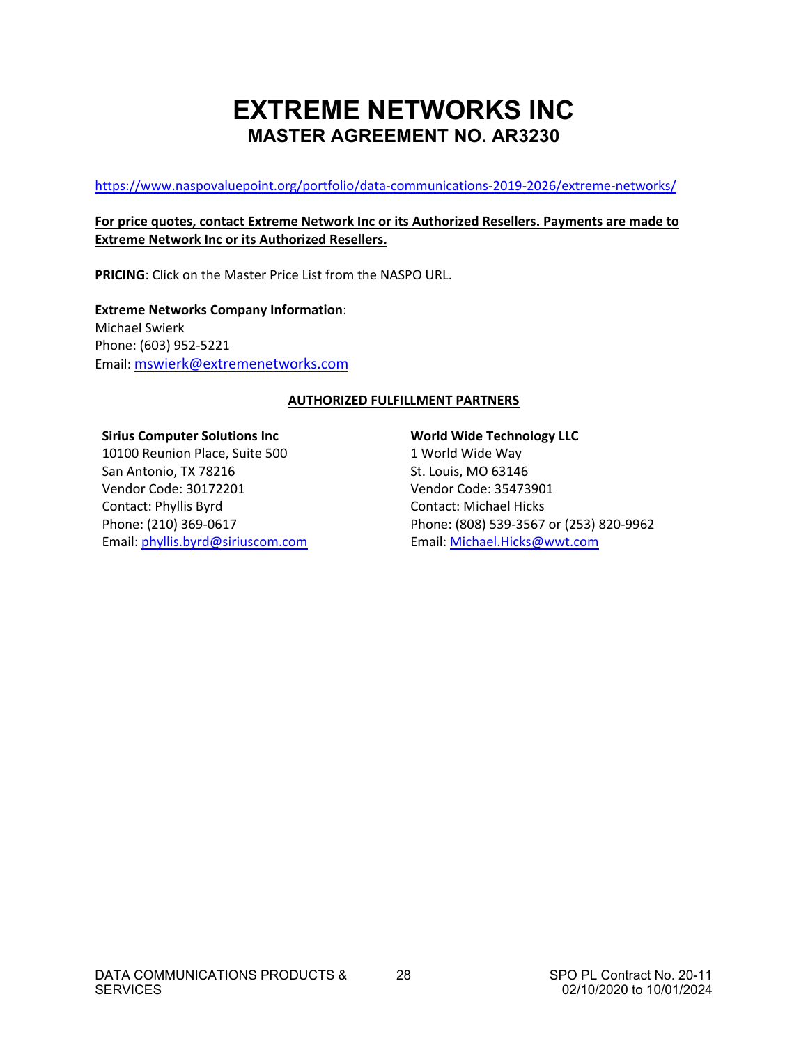# EXTREME NETWORKS INC

## MASTER AGREEMENT NO. AR3230

https://www.naspovaluepoint.org/portfolio/data-communications-2019-2026/extreme-networks/

**For price quotes, contact Extreme Network Inc or its Authorized Resellers. Payments are made to Extreme Network Inc or its Authorized Resellers.**

**PRICING**: Click on the Master Price List from the NASPO URL.

**Extreme Networks Company Information**:
Michael Swierk
Phone: (603) 952-5221
Email: mswierk@extremenetworks.com

**AUTHORIZED FULFILLMENT PARTNERS**

**Sirius Computer Solutions Inc**
10100 Reunion Place, Suite 500
San Antonio, TX 78216
Vendor Code: 30172201
Contact: Phyllis Byrd
Phone: (210) 369-0617
Email: phyllis.byrd@siriuscom.com

**World Wide Technology LLC**
1 World Wide Way
St. Louis, MO 63146
Vendor Code: 35473901
Contact: Michael Hicks
Phone: (808) 539-3567 or (253) 820-9962
Email: Michael.Hicks@wwt.com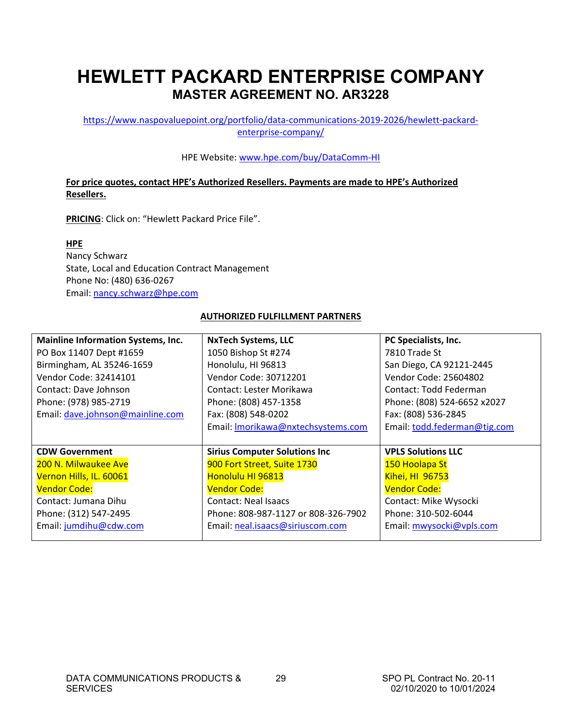# HEWLETT PACKARD ENTERPRISE COMPANY

## MASTER AGREEMENT NO. AR3228

https://www.naspovaluepoint.org/portfolio/data-communications-2019-2026/hewlett-packard-enterprise-company/

HPE Website: www.hpe.com/buy/DataComm-HI

**For price quotes, contact HPE's Authorized Resellers. Payments are made to HPE's Authorized Resellers.**

**PRICING**: Click on: "Hewlett Packard Price File".

**HPE**
Nancy Schwarz
State, Local and Education Contract Management
Phone No: (480) 636-0267
Email: nancy.schwarz@hpe.com

**AUTHORIZED FULFILLMENT PARTNERS**

| | | |
|---|---|---|
| **Mainline Information Systems, Inc.**<br>PO Box 11407 Dept #1659<br>Birmingham, AL 35246-1659<br>Vendor Code: 32414101<br>Contact: Dave Johnson<br>Phone: (978) 985-2719<br>Email: dave.johnson@mainline.com | **NxTech Systems, LLC**<br>1050 Bishop St #274<br>Honolulu, HI 96813<br>Vendor Code: 30712201<br>Contact: Lester Morikawa<br>Phone: (808) 457-1358<br>Fax: (808) 548-0202<br>Email: lmorikawa@nxtechsystems.com | **PC Specialists, Inc.**<br>7810 Trade St<br>San Diego, CA 92121-2445<br>Vendor Code: 25604802<br>Contact: Todd Federman<br>Phone: (808) 524-6652 x2027<br>Fax: (808) 536-2845<br>Email: todd.federman@tig.com |
| **CDW Government**<br>200 N. Milwaukee Ave<br>Vernon Hills, IL. 60061<br>Vendor Code:<br>Contact: Jumana Dihu<br>Phone: (312) 547-2495<br>Email: jumdihu@cdw.com | **Sirius Computer Solutions Inc**<br>900 Fort Street, Suite 1730<br>Honolulu HI 96813<br>Vendor Code:<br>Contact: Neal Isaacs<br>Phone: 808-987-1127 or 808-326-7902<br>Email: neal.isaacs@siriuscom.com | **VPLS Solutions LLC**<br>150 Hoolapa St<br>Kihei, HI 96753<br>Vendor Code:<br>Contact: Mike Wysocki<br>Phone: 310-502-6044<br>Email: mwysocki@vpls.com |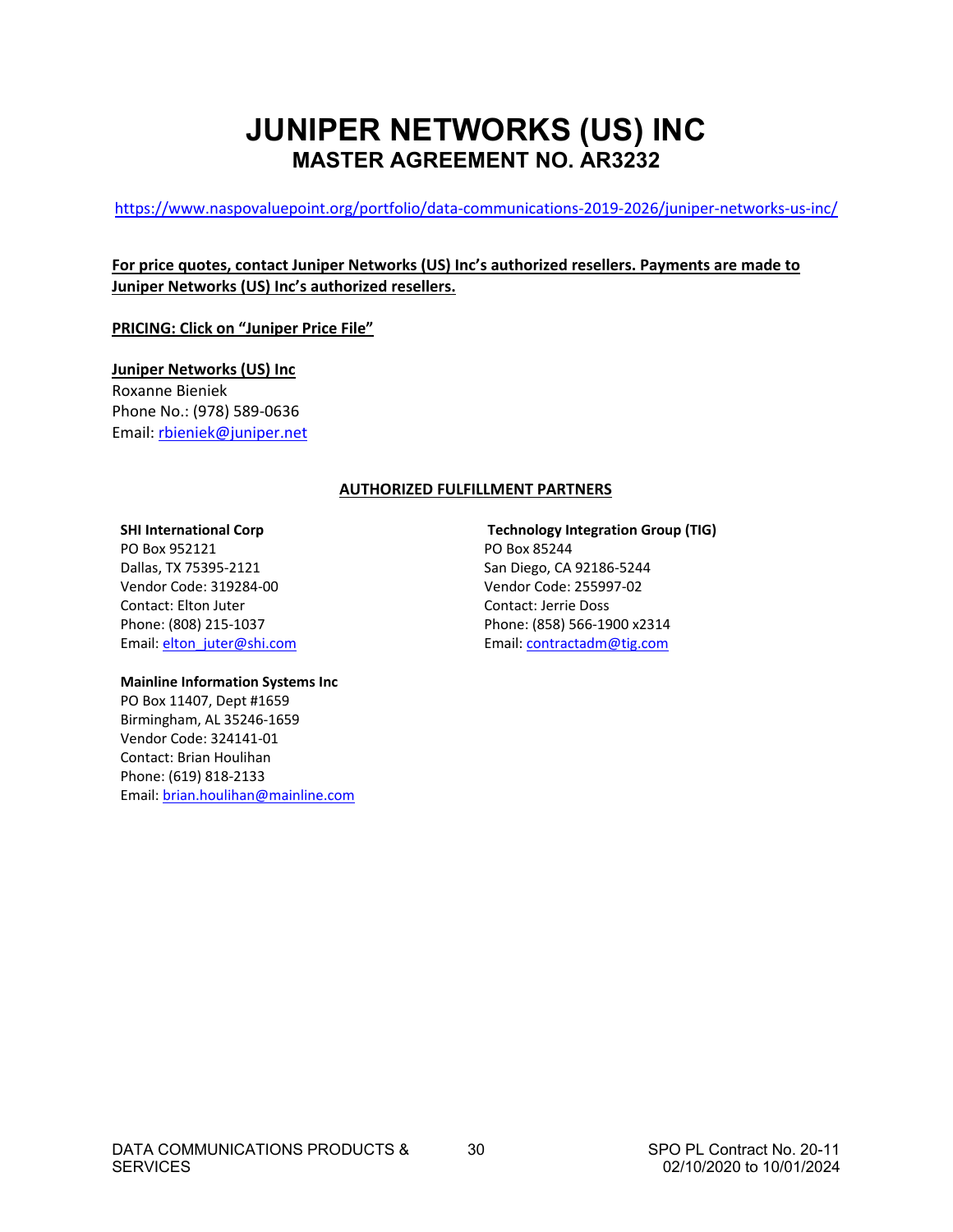# JUNIPER NETWORKS (US) INC

## MASTER AGREEMENT NO. AR3232

https://www.naspovaluepoint.org/portfolio/data-communications-2019-2026/juniper-networks-us-inc/

**For price quotes, contact Juniper Networks (US) Inc's authorized resellers. Payments are made to Juniper Networks (US) Inc's authorized resellers.**

**PRICING: Click on "Juniper Price File"**

**Juniper Networks (US) Inc**
Roxanne Bieniek
Phone No.: (978) 589-0636
Email: rbieniek@juniper.net

### AUTHORIZED FULFILLMENT PARTNERS

**SHI International Corp**
PO Box 952121
Dallas, TX 75395-2121
Vendor Code: 319284-00
Contact: Elton Juter
Phone: (808) 215-1037
Email: elton_juter@shi.com

**Technology Integration Group (TIG)**
PO Box 85244
San Diego, CA 92186-5244
Vendor Code: 255997-02
Contact: Jerrie Doss
Phone: (858) 566-1900 x2314
Email: contractadm@tig.com

**Mainline Information Systems Inc**
PO Box 11407, Dept #1659
Birmingham, AL 35246-1659
Vendor Code: 324141-01
Contact: Brian Houlihan
Phone: (619) 818-2133
Email: brian.houlihan@mainline.com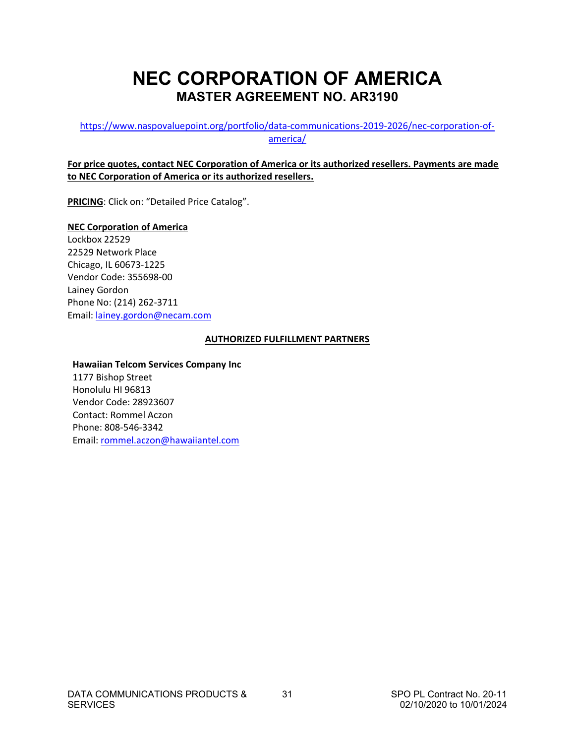# NEC CORPORATION OF AMERICA

## MASTER AGREEMENT NO. AR3190

https://www.naspovaluepoint.org/portfolio/data-communications-2019-2026/nec-corporation-of-america/

**For price quotes, contact NEC Corporation of America or its authorized resellers. Payments are made to NEC Corporation of America or its authorized resellers.**

**PRICING**: Click on: "Detailed Price Catalog".

**NEC Corporation of America**
Lockbox 22529
22529 Network Place
Chicago, IL 60673-1225
Vendor Code: 355698-00
Lainey Gordon
Phone No: (214) 262-3711
Email: lainey.gordon@necam.com

**AUTHORIZED FULFILLMENT PARTNERS**

**Hawaiian Telcom Services Company Inc**
1177 Bishop Street
Honolulu HI 96813
Vendor Code: 28923607
Contact: Rommel Aczon
Phone: 808-546-3342
Email: rommel.aczon@hawaiiantel.com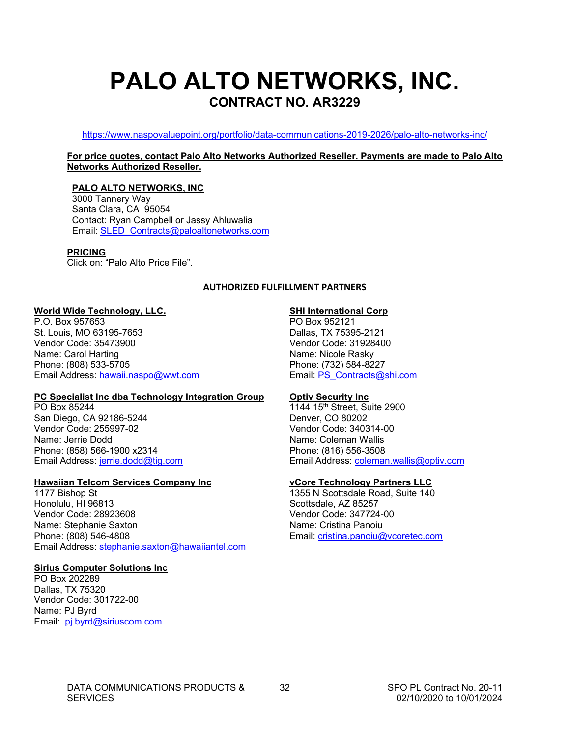# PALO ALTO NETWORKS, INC.

## CONTRACT NO. AR3229

https://www.naspovaluepoint.org/portfolio/data-communications-2019-2026/palo-alto-networks-inc/

**For price quotes, contact Palo Alto Networks Authorized Reseller. Payments are made to Palo Alto Networks Authorized Reseller.**

**PALO ALTO NETWORKS, INC**
3000 Tannery Way
Santa Clara, CA 95054
Contact: Ryan Campbell or Jassy Ahluwalia
Email: SLED_Contracts@paloaltonetworks.com

**PRICING**
Click on: "Palo Alto Price File".

### AUTHORIZED FULFILLMENT PARTNERS

**World Wide Technology, LLC.**
P.O. Box 957653
St. Louis, MO 63195-7653
Vendor Code: 35473900
Name: Carol Harting
Phone: (808) 533-5705
Email Address: hawaii.naspo@wwt.com

**PC Specialist Inc dba Technology Integration Group**
PO Box 85244
San Diego, CA 92186-5244
Vendor Code: 255997-02
Name: Jerrie Dodd
Phone: (858) 566-1900 x2314
Email Address: jerrie.dodd@tig.com

**Hawaiian Telcom Services Company Inc**
1177 Bishop St
Honolulu, HI 96813
Vendor Code: 28923608
Name: Stephanie Saxton
Phone: (808) 546-4808
Email Address: stephanie.saxton@hawaiiantel.com

**Sirius Computer Solutions Inc**
PO Box 202289
Dallas, TX 75320
Vendor Code: 301722-00
Name: PJ Byrd
Email: pj.byrd@siriuscom.com

**SHI International Corp**
PO Box 952121
Dallas, TX 75395-2121
Vendor Code: 31928400
Name: Nicole Rasky
Phone: (732) 584-8227
Email: PS_Contracts@shi.com

**Optiv Security Inc**
1144 15th Street, Suite 2900
Denver, CO 80202
Vendor Code: 340314-00
Name: Coleman Wallis
Phone: (816) 556-3508
Email Address: coleman.wallis@optiv.com

**vCore Technology Partners LLC**
1355 N Scottsdale Road, Suite 140
Scottsdale, AZ 85257
Vendor Code: 347724-00
Name: Cristina Panoiu
Email: cristina.panoiu@vcoretec.com